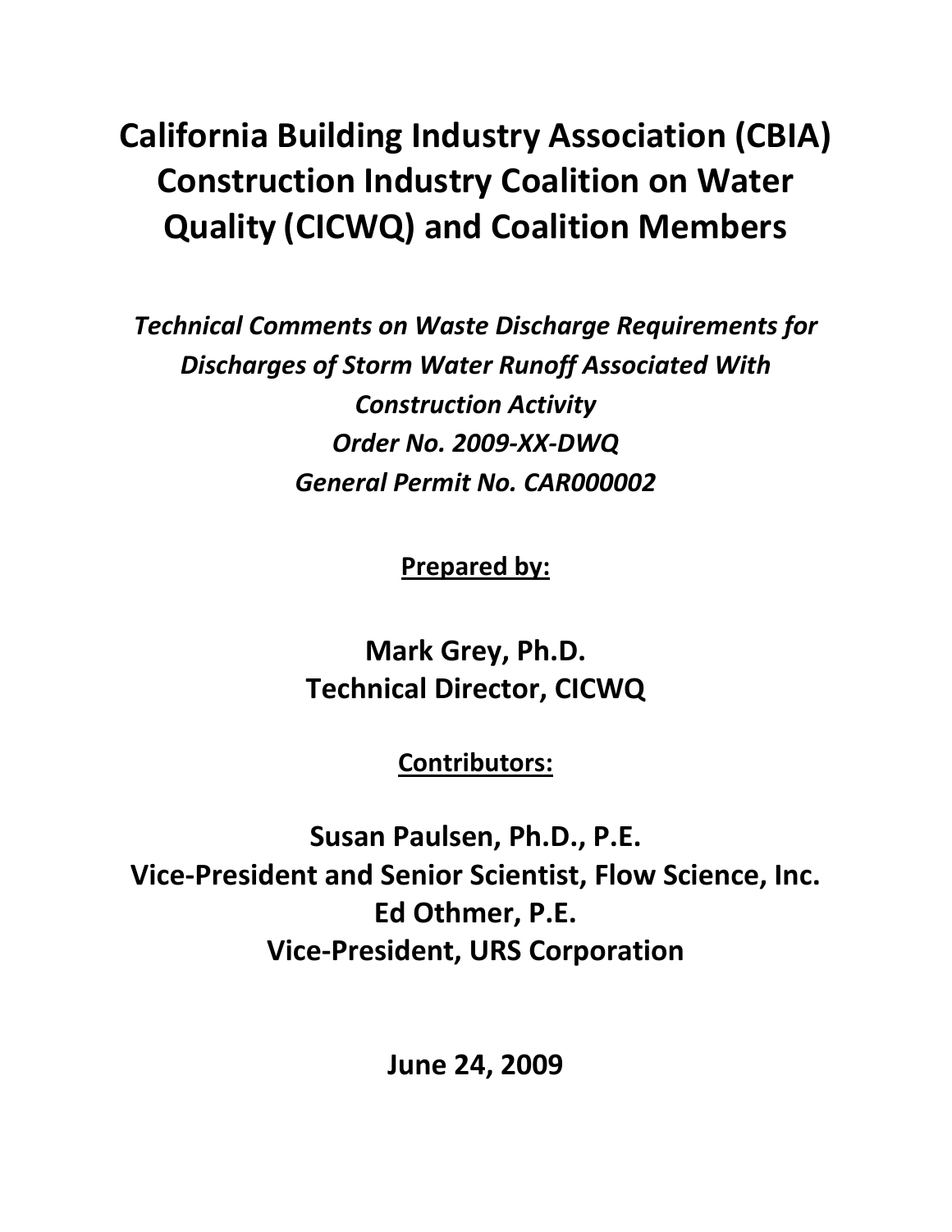# California Building Industry Association (CBIA) Construction Industry Coalition on Water Quality (CICWQ) and Coalition Members

***Technical Comments on Waste Discharge Requirements for Discharges of Storm Water Runoff Associated With Construction Activity***
***Order No. 2009-XX-DWQ***
***General Permit No. CAR000002***

**<u>Prepared by:</u>**

**Mark Grey, Ph.D.**
**Technical Director, CICWQ**

**<u>Contributors:</u>**

**Susan Paulsen, Ph.D., P.E.**
**Vice-President and Senior Scientist, Flow Science, Inc.**
**Ed Othmer, P.E.**
**Vice-President, URS Corporation**

**June 24, 2009**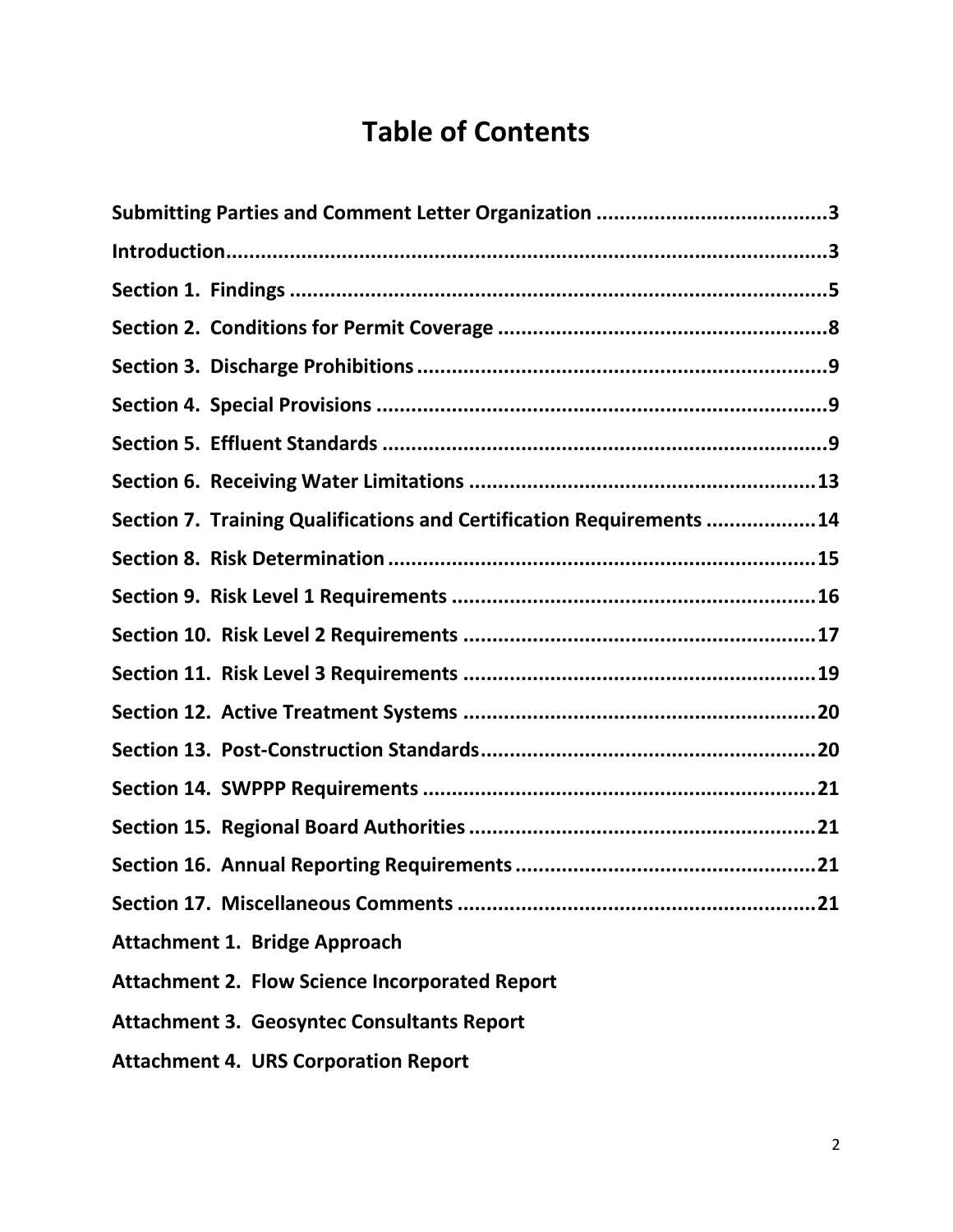# Table of Contents

**Submitting Parties and Comment Letter Organization ........................................ 3**

**Introduction ........................................................................................................ 3**

**Section 1. Findings ............................................................................................ 5**

**Section 2. Conditions for Permit Coverage ......................................................... 8**

**Section 3. Discharge Prohibitions ....................................................................... 9**

**Section 4. Special Provisions .............................................................................. 9**

**Section 5. Effluent Standards ............................................................................. 9**

**Section 6. Receiving Water Limitations ............................................................ 13**

**Section 7. Training Qualifications and Certification Requirements ................... 14**

**Section 8. Risk Determination .......................................................................... 15**

**Section 9. Risk Level 1 Requirements ............................................................... 16**

**Section 10. Risk Level 2 Requirements ............................................................. 17**

**Section 11. Risk Level 3 Requirements ............................................................. 19**

**Section 12. Active Treatment Systems ............................................................. 20**

**Section 13. Post-Construction Standards .......................................................... 20**

**Section 14. SWPPP Requirements .................................................................... 21**

**Section 15. Regional Board Authorities ............................................................ 21**

**Section 16. Annual Reporting Requirements .................................................... 21**

**Section 17. Miscellaneous Comments .............................................................. 21**

**Attachment 1. Bridge Approach**

**Attachment 2. Flow Science Incorporated Report**

**Attachment 3. Geosyntec Consultants Report**

**Attachment 4. URS Corporation Report**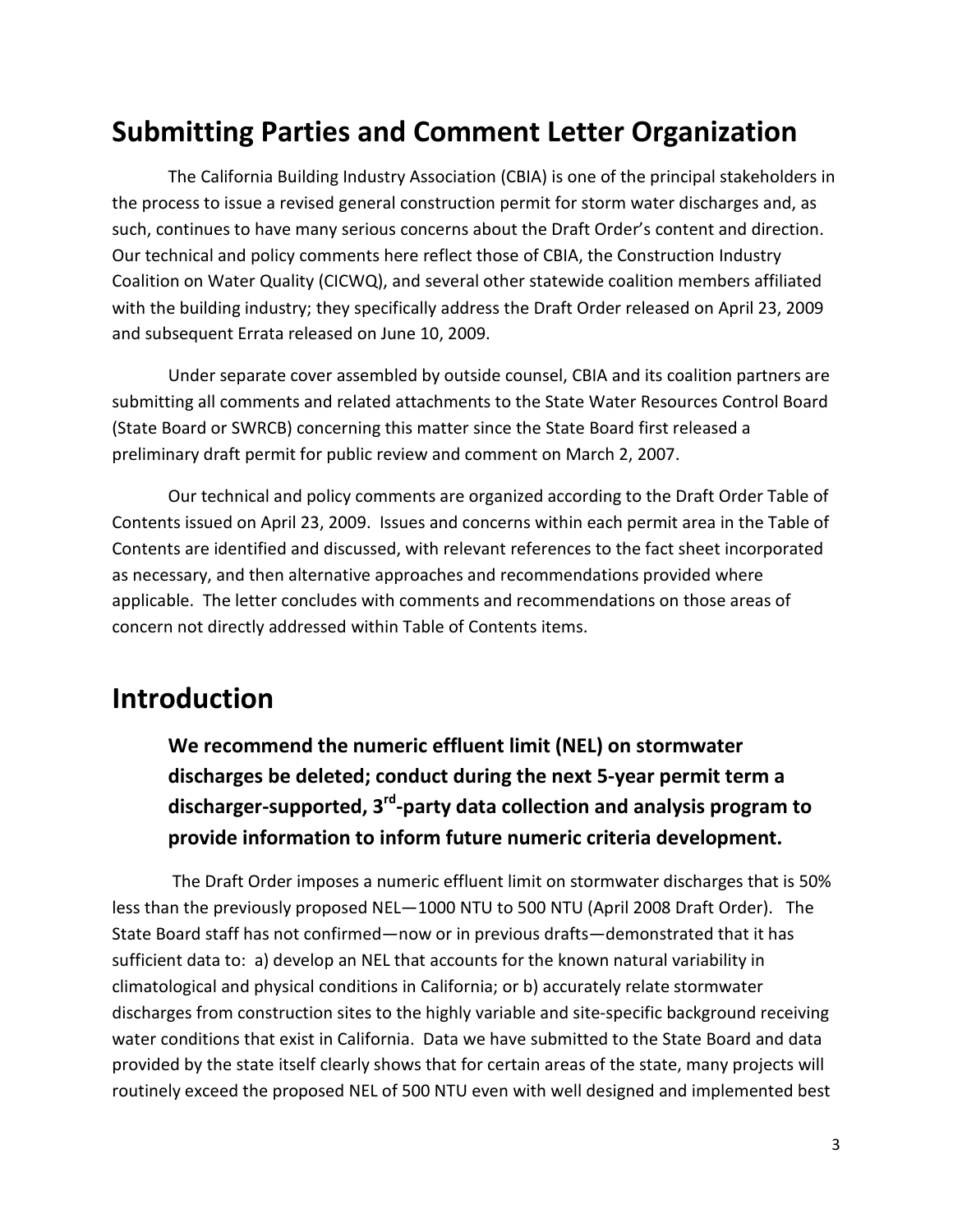## Submitting Parties and Comment Letter Organization

The California Building Industry Association (CBIA) is one of the principal stakeholders in the process to issue a revised general construction permit for storm water discharges and, as such, continues to have many serious concerns about the Draft Order's content and direction. Our technical and policy comments here reflect those of CBIA, the Construction Industry Coalition on Water Quality (CICWQ), and several other statewide coalition members affiliated with the building industry; they specifically address the Draft Order released on April 23, 2009 and subsequent Errata released on June 10, 2009.

Under separate cover assembled by outside counsel, CBIA and its coalition partners are submitting all comments and related attachments to the State Water Resources Control Board (State Board or SWRCB) concerning this matter since the State Board first released a preliminary draft permit for public review and comment on March 2, 2007.

Our technical and policy comments are organized according to the Draft Order Table of Contents issued on April 23, 2009. Issues and concerns within each permit area in the Table of Contents are identified and discussed, with relevant references to the fact sheet incorporated as necessary, and then alternative approaches and recommendations provided where applicable. The letter concludes with comments and recommendations on those areas of concern not directly addressed within Table of Contents items.

## Introduction

**We recommend the numeric effluent limit (NEL) on stormwater discharges be deleted; conduct during the next 5-year permit term a discharger-supported, 3rd-party data collection and analysis program to provide information to inform future numeric criteria development.**

The Draft Order imposes a numeric effluent limit on stormwater discharges that is 50% less than the previously proposed NEL—1000 NTU to 500 NTU (April 2008 Draft Order). The State Board staff has not confirmed—now or in previous drafts—demonstrated that it has sufficient data to: a) develop an NEL that accounts for the known natural variability in climatological and physical conditions in California; or b) accurately relate stormwater discharges from construction sites to the highly variable and site-specific background receiving water conditions that exist in California. Data we have submitted to the State Board and data provided by the state itself clearly shows that for certain areas of the state, many projects will routinely exceed the proposed NEL of 500 NTU even with well designed and implemented best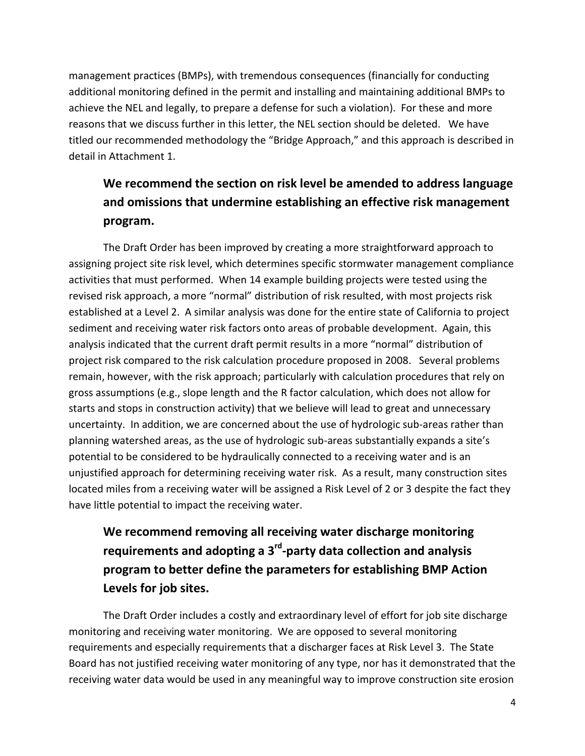management practices (BMPs), with tremendous consequences (financially for conducting additional monitoring defined in the permit and installing and maintaining additional BMPs to achieve the NEL and legally, to prepare a defense for such a violation). For these and more reasons that we discuss further in this letter, the NEL section should be deleted. We have titled our recommended methodology the "Bridge Approach," and this approach is described in detail in Attachment 1.

**We recommend the section on risk level be amended to address language and omissions that undermine establishing an effective risk management program.**

The Draft Order has been improved by creating a more straightforward approach to assigning project site risk level, which determines specific stormwater management compliance activities that must performed. When 14 example building projects were tested using the revised risk approach, a more "normal" distribution of risk resulted, with most projects risk established at a Level 2. A similar analysis was done for the entire state of California to project sediment and receiving water risk factors onto areas of probable development. Again, this analysis indicated that the current draft permit results in a more "normal" distribution of project risk compared to the risk calculation procedure proposed in 2008. Several problems remain, however, with the risk approach; particularly with calculation procedures that rely on gross assumptions (e.g., slope length and the R factor calculation, which does not allow for starts and stops in construction activity) that we believe will lead to great and unnecessary uncertainty. In addition, we are concerned about the use of hydrologic sub-areas rather than planning watershed areas, as the use of hydrologic sub-areas substantially expands a site's potential to be considered to be hydraulically connected to a receiving water and is an unjustified approach for determining receiving water risk. As a result, many construction sites located miles from a receiving water will be assigned a Risk Level of 2 or 3 despite the fact they have little potential to impact the receiving water.

**We recommend removing all receiving water discharge monitoring requirements and adopting a 3rd-party data collection and analysis program to better define the parameters for establishing BMP Action Levels for job sites.**

The Draft Order includes a costly and extraordinary level of effort for job site discharge monitoring and receiving water monitoring. We are opposed to several monitoring requirements and especially requirements that a discharger faces at Risk Level 3. The State Board has not justified receiving water monitoring of any type, nor has it demonstrated that the receiving water data would be used in any meaningful way to improve construction site erosion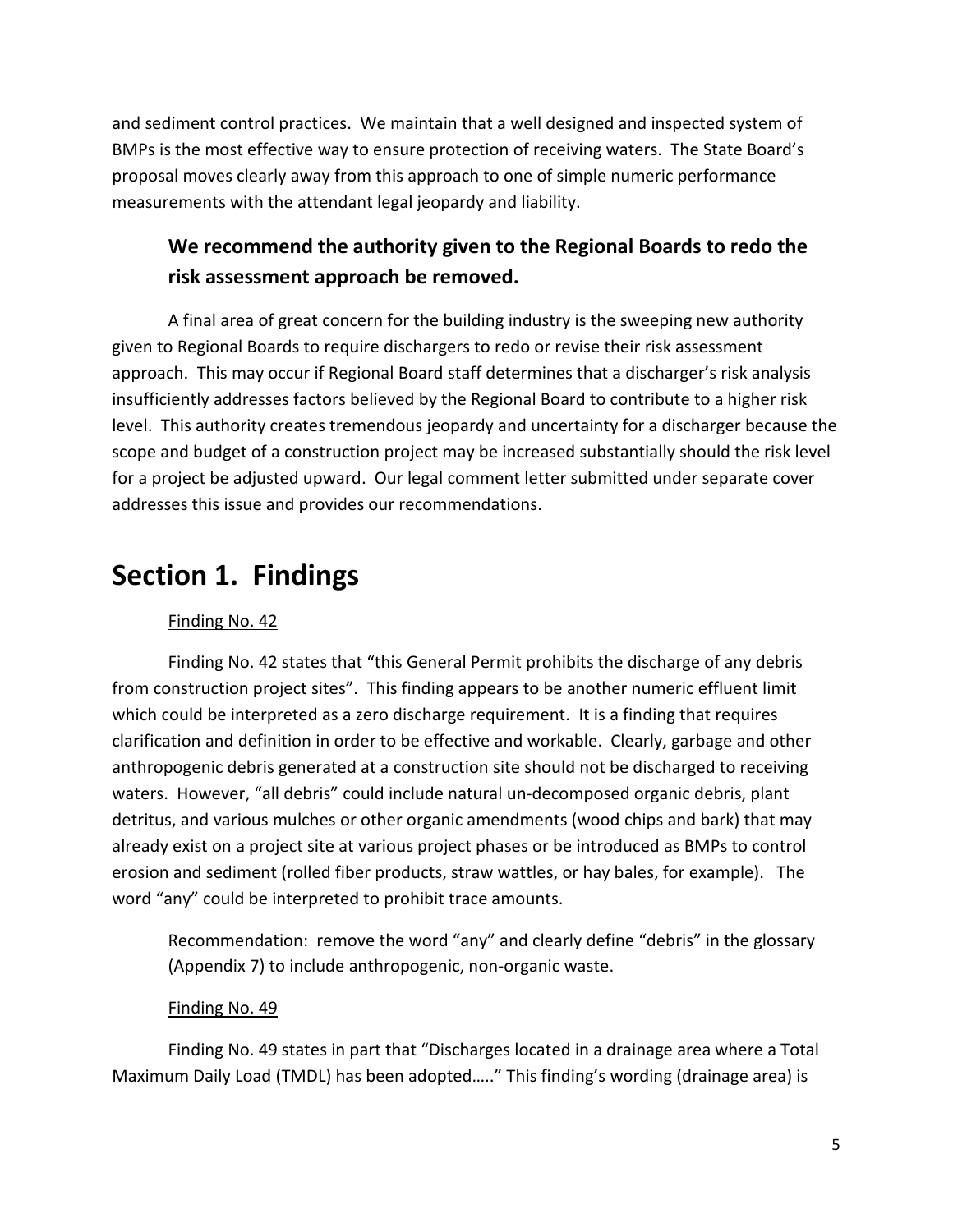and sediment control practices. We maintain that a well designed and inspected system of BMPs is the most effective way to ensure protection of receiving waters. The State Board's proposal moves clearly away from this approach to one of simple numeric performance measurements with the attendant legal jeopardy and liability.

### We recommend the authority given to the Regional Boards to redo the risk assessment approach be removed.

A final area of great concern for the building industry is the sweeping new authority given to Regional Boards to require dischargers to redo or revise their risk assessment approach. This may occur if Regional Board staff determines that a discharger's risk analysis insufficiently addresses factors believed by the Regional Board to contribute to a higher risk level. This authority creates tremendous jeopardy and uncertainty for a discharger because the scope and budget of a construction project may be increased substantially should the risk level for a project be adjusted upward. Our legal comment letter submitted under separate cover addresses this issue and provides our recommendations.

# Section 1. Findings

Finding No. 42

Finding No. 42 states that "this General Permit prohibits the discharge of any debris from construction project sites". This finding appears to be another numeric effluent limit which could be interpreted as a zero discharge requirement. It is a finding that requires clarification and definition in order to be effective and workable. Clearly, garbage and other anthropogenic debris generated at a construction site should not be discharged to receiving waters. However, "all debris" could include natural un-decomposed organic debris, plant detritus, and various mulches or other organic amendments (wood chips and bark) that may already exist on a project site at various project phases or be introduced as BMPs to control erosion and sediment (rolled fiber products, straw wattles, or hay bales, for example). The word "any" could be interpreted to prohibit trace amounts.

Recommendation: remove the word "any" and clearly define "debris" in the glossary (Appendix 7) to include anthropogenic, non-organic waste.

Finding No. 49

Finding No. 49 states in part that "Discharges located in a drainage area where a Total Maximum Daily Load (TMDL) has been adopted….." This finding's wording (drainage area) is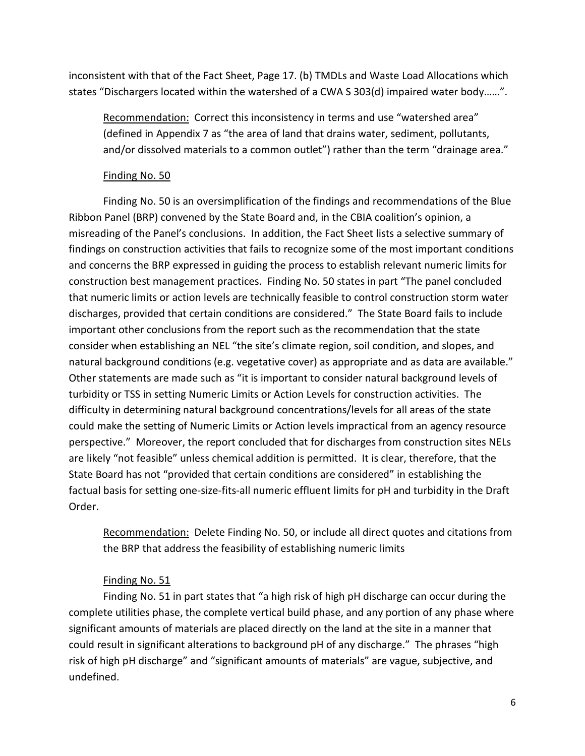inconsistent with that of the Fact Sheet, Page 17. (b) TMDLs and Waste Load Allocations which states "Dischargers located within the watershed of a CWA S 303(d) impaired water body……".

> Recommendation: Correct this inconsistency in terms and use "watershed area" (defined in Appendix 7 as "the area of land that drains water, sediment, pollutants, and/or dissolved materials to a common outlet") rather than the term "drainage area."

Finding No. 50

Finding No. 50 is an oversimplification of the findings and recommendations of the Blue Ribbon Panel (BRP) convened by the State Board and, in the CBIA coalition's opinion, a misreading of the Panel's conclusions. In addition, the Fact Sheet lists a selective summary of findings on construction activities that fails to recognize some of the most important conditions and concerns the BRP expressed in guiding the process to establish relevant numeric limits for construction best management practices. Finding No. 50 states in part "The panel concluded that numeric limits or action levels are technically feasible to control construction storm water discharges, provided that certain conditions are considered." The State Board fails to include important other conclusions from the report such as the recommendation that the state consider when establishing an NEL "the site's climate region, soil condition, and slopes, and natural background conditions (e.g. vegetative cover) as appropriate and as data are available." Other statements are made such as "it is important to consider natural background levels of turbidity or TSS in setting Numeric Limits or Action Levels for construction activities. The difficulty in determining natural background concentrations/levels for all areas of the state could make the setting of Numeric Limits or Action levels impractical from an agency resource perspective." Moreover, the report concluded that for discharges from construction sites NELs are likely "not feasible" unless chemical addition is permitted. It is clear, therefore, that the State Board has not "provided that certain conditions are considered" in establishing the factual basis for setting one-size-fits-all numeric effluent limits for pH and turbidity in the Draft Order.

> Recommendation: Delete Finding No. 50, or include all direct quotes and citations from the BRP that address the feasibility of establishing numeric limits

Finding No. 51

Finding No. 51 in part states that "a high risk of high pH discharge can occur during the complete utilities phase, the complete vertical build phase, and any portion of any phase where significant amounts of materials are placed directly on the land at the site in a manner that could result in significant alterations to background pH of any discharge." The phrases "high risk of high pH discharge" and "significant amounts of materials" are vague, subjective, and undefined.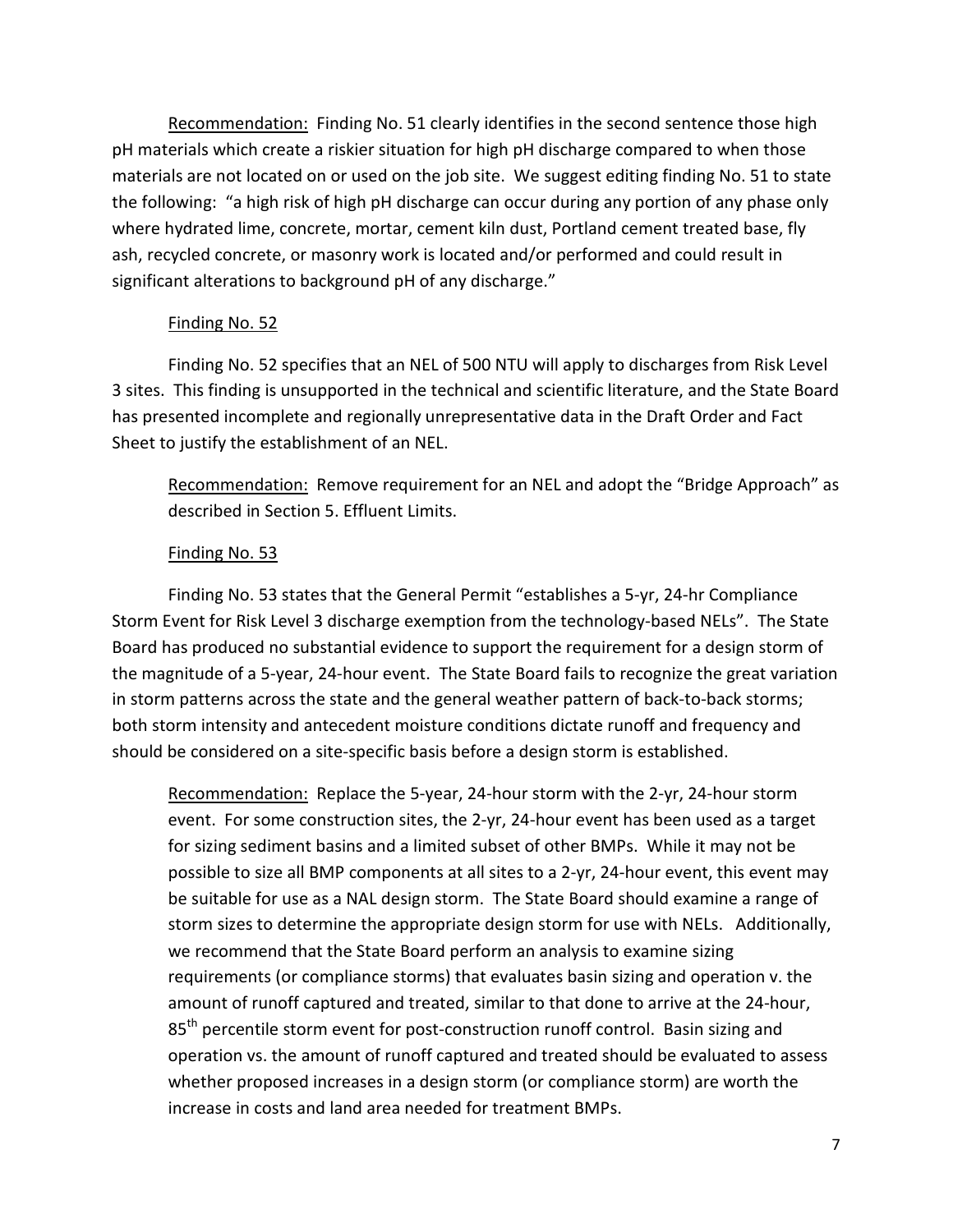Recommendation: Finding No. 51 clearly identifies in the second sentence those high pH materials which create a riskier situation for high pH discharge compared to when those materials are not located on or used on the job site. We suggest editing finding No. 51 to state the following: "a high risk of high pH discharge can occur during any portion of any phase only where hydrated lime, concrete, mortar, cement kiln dust, Portland cement treated base, fly ash, recycled concrete, or masonry work is located and/or performed and could result in significant alterations to background pH of any discharge."

Finding No. 52

Finding No. 52 specifies that an NEL of 500 NTU will apply to discharges from Risk Level 3 sites. This finding is unsupported in the technical and scientific literature, and the State Board has presented incomplete and regionally unrepresentative data in the Draft Order and Fact Sheet to justify the establishment of an NEL.

Recommendation: Remove requirement for an NEL and adopt the "Bridge Approach" as described in Section 5. Effluent Limits.

Finding No. 53

Finding No. 53 states that the General Permit "establishes a 5-yr, 24-hr Compliance Storm Event for Risk Level 3 discharge exemption from the technology-based NELs". The State Board has produced no substantial evidence to support the requirement for a design storm of the magnitude of a 5-year, 24-hour event. The State Board fails to recognize the great variation in storm patterns across the state and the general weather pattern of back-to-back storms; both storm intensity and antecedent moisture conditions dictate runoff and frequency and should be considered on a site-specific basis before a design storm is established.

Recommendation: Replace the 5-year, 24-hour storm with the 2-yr, 24-hour storm event. For some construction sites, the 2-yr, 24-hour event has been used as a target for sizing sediment basins and a limited subset of other BMPs. While it may not be possible to size all BMP components at all sites to a 2-yr, 24-hour event, this event may be suitable for use as a NAL design storm. The State Board should examine a range of storm sizes to determine the appropriate design storm for use with NELs. Additionally, we recommend that the State Board perform an analysis to examine sizing requirements (or compliance storms) that evaluates basin sizing and operation v. the amount of runoff captured and treated, similar to that done to arrive at the 24-hour, 85$^{th}$ percentile storm event for post-construction runoff control. Basin sizing and operation vs. the amount of runoff captured and treated should be evaluated to assess whether proposed increases in a design storm (or compliance storm) are worth the increase in costs and land area needed for treatment BMPs.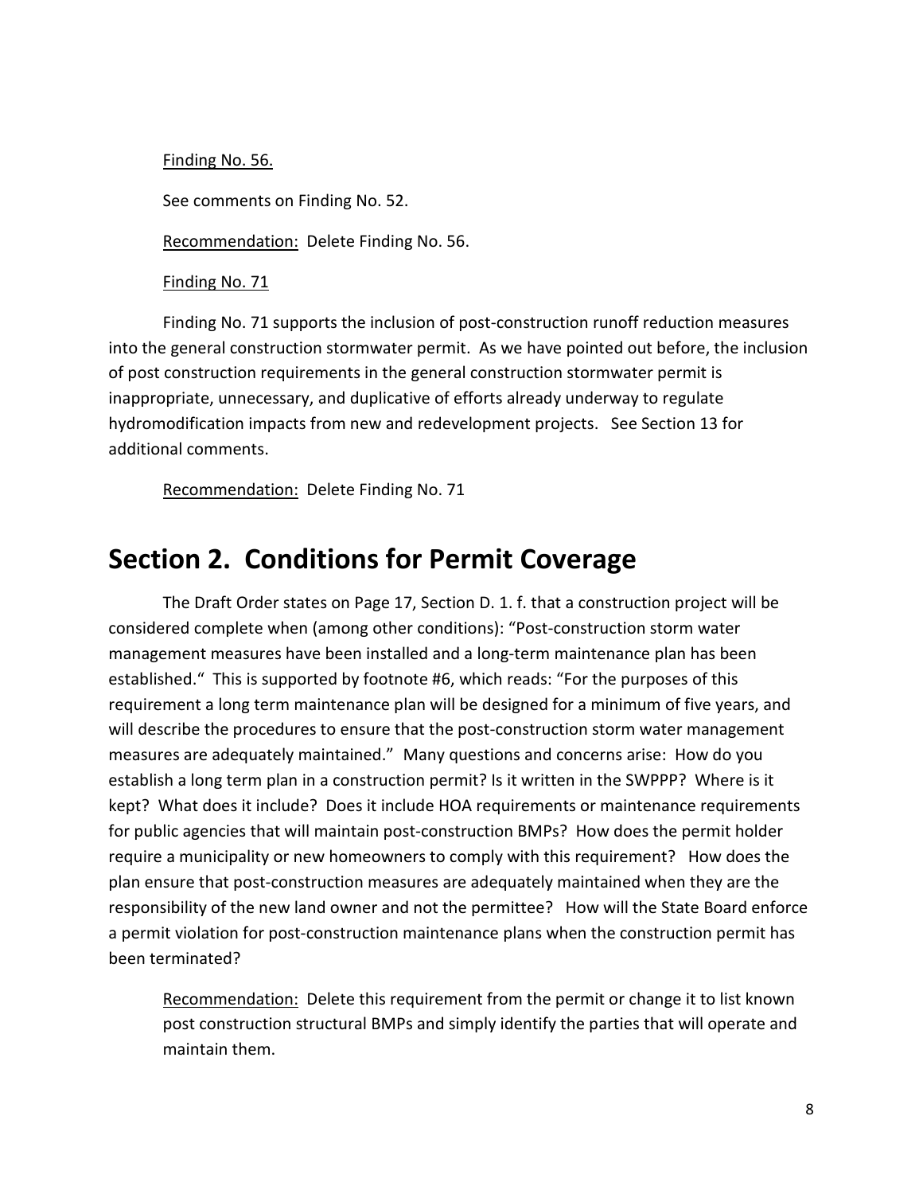Finding No. 56.

See comments on Finding No. 52.

Recommendation: Delete Finding No. 56.

Finding No. 71

Finding No. 71 supports the inclusion of post-construction runoff reduction measures into the general construction stormwater permit. As we have pointed out before, the inclusion of post construction requirements in the general construction stormwater permit is inappropriate, unnecessary, and duplicative of efforts already underway to regulate hydromodification impacts from new and redevelopment projects. See Section 13 for additional comments.

Recommendation: Delete Finding No. 71

# Section 2. Conditions for Permit Coverage

The Draft Order states on Page 17, Section D. 1. f. that a construction project will be considered complete when (among other conditions): "Post-construction storm water management measures have been installed and a long-term maintenance plan has been established." This is supported by footnote #6, which reads: "For the purposes of this requirement a long term maintenance plan will be designed for a minimum of five years, and will describe the procedures to ensure that the post-construction storm water management measures are adequately maintained." Many questions and concerns arise: How do you establish a long term plan in a construction permit? Is it written in the SWPPP? Where is it kept? What does it include? Does it include HOA requirements or maintenance requirements for public agencies that will maintain post-construction BMPs? How does the permit holder require a municipality or new homeowners to comply with this requirement? How does the plan ensure that post-construction measures are adequately maintained when they are the responsibility of the new land owner and not the permittee? How will the State Board enforce a permit violation for post-construction maintenance plans when the construction permit has been terminated?

> Recommendation: Delete this requirement from the permit or change it to list known post construction structural BMPs and simply identify the parties that will operate and maintain them.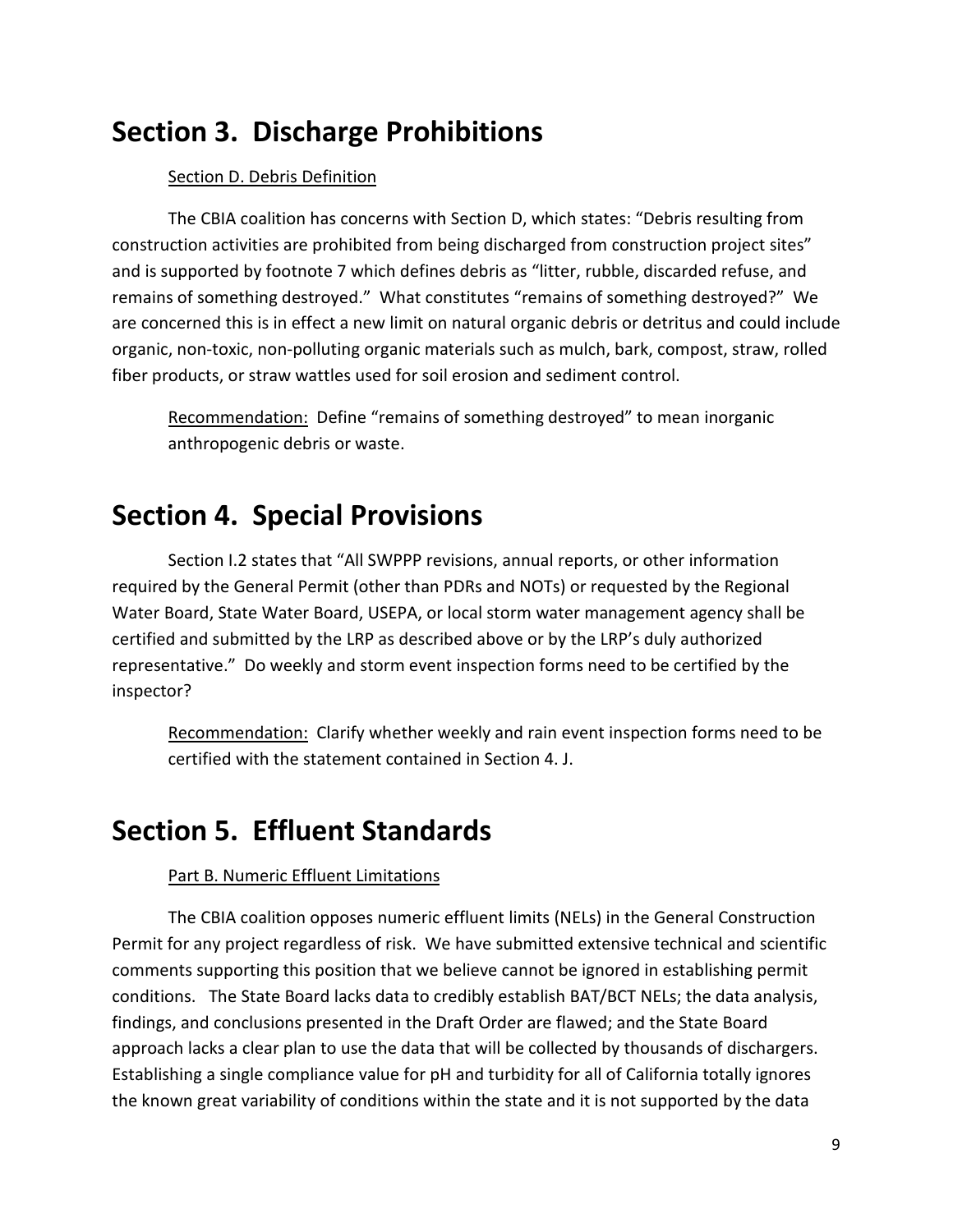# Section 3. Discharge Prohibitions

Section D. Debris Definition

The CBIA coalition has concerns with Section D, which states: "Debris resulting from construction activities are prohibited from being discharged from construction project sites" and is supported by footnote 7 which defines debris as "litter, rubble, discarded refuse, and remains of something destroyed." What constitutes "remains of something destroyed?" We are concerned this is in effect a new limit on natural organic debris or detritus and could include organic, non-toxic, non-polluting organic materials such as mulch, bark, compost, straw, rolled fiber products, or straw wattles used for soil erosion and sediment control.

> Recommendation: Define "remains of something destroyed" to mean inorganic anthropogenic debris or waste.

# Section 4. Special Provisions

Section I.2 states that "All SWPPP revisions, annual reports, or other information required by the General Permit (other than PDRs and NOTs) or requested by the Regional Water Board, State Water Board, USEPA, or local storm water management agency shall be certified and submitted by the LRP as described above or by the LRP's duly authorized representative." Do weekly and storm event inspection forms need to be certified by the inspector?

> Recommendation: Clarify whether weekly and rain event inspection forms need to be certified with the statement contained in Section 4. J.

# Section 5. Effluent Standards

Part B. Numeric Effluent Limitations

The CBIA coalition opposes numeric effluent limits (NELs) in the General Construction Permit for any project regardless of risk. We have submitted extensive technical and scientific comments supporting this position that we believe cannot be ignored in establishing permit conditions. The State Board lacks data to credibly establish BAT/BCT NELs; the data analysis, findings, and conclusions presented in the Draft Order are flawed; and the State Board approach lacks a clear plan to use the data that will be collected by thousands of dischargers. Establishing a single compliance value for pH and turbidity for all of California totally ignores the known great variability of conditions within the state and it is not supported by the data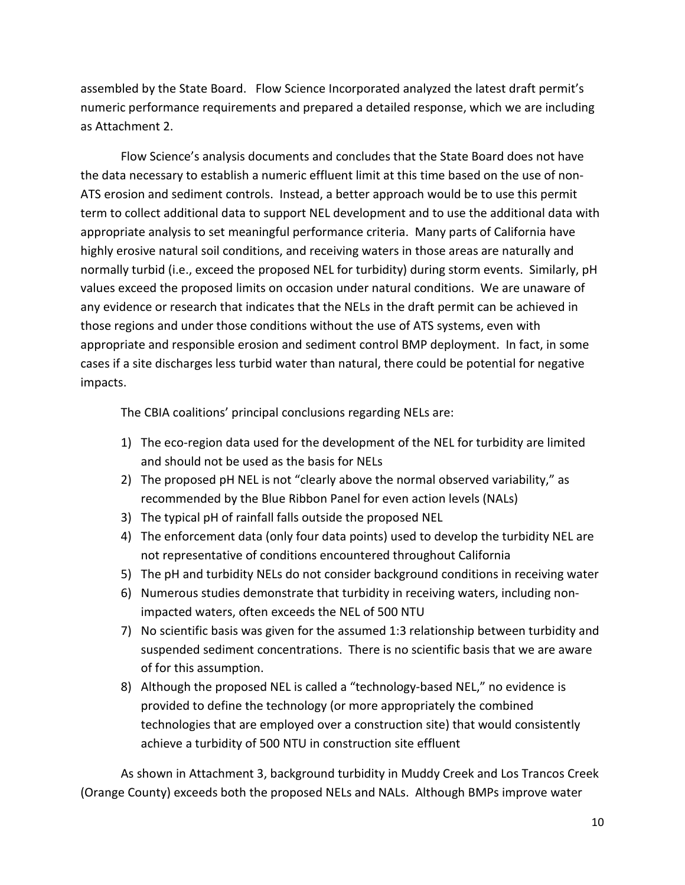assembled by the State Board. Flow Science Incorporated analyzed the latest draft permit's numeric performance requirements and prepared a detailed response, which we are including as Attachment 2.

Flow Science's analysis documents and concludes that the State Board does not have the data necessary to establish a numeric effluent limit at this time based on the use of non-ATS erosion and sediment controls. Instead, a better approach would be to use this permit term to collect additional data to support NEL development and to use the additional data with appropriate analysis to set meaningful performance criteria. Many parts of California have highly erosive natural soil conditions, and receiving waters in those areas are naturally and normally turbid (i.e., exceed the proposed NEL for turbidity) during storm events. Similarly, pH values exceed the proposed limits on occasion under natural conditions. We are unaware of any evidence or research that indicates that the NELs in the draft permit can be achieved in those regions and under those conditions without the use of ATS systems, even with appropriate and responsible erosion and sediment control BMP deployment. In fact, in some cases if a site discharges less turbid water than natural, there could be potential for negative impacts.

The CBIA coalitions' principal conclusions regarding NELs are:

1) The eco-region data used for the development of the NEL for turbidity are limited and should not be used as the basis for NELs
2) The proposed pH NEL is not "clearly above the normal observed variability," as recommended by the Blue Ribbon Panel for even action levels (NALs)
3) The typical pH of rainfall falls outside the proposed NEL
4) The enforcement data (only four data points) used to develop the turbidity NEL are not representative of conditions encountered throughout California
5) The pH and turbidity NELs do not consider background conditions in receiving water
6) Numerous studies demonstrate that turbidity in receiving waters, including non-impacted waters, often exceeds the NEL of 500 NTU
7) No scientific basis was given for the assumed 1:3 relationship between turbidity and suspended sediment concentrations. There is no scientific basis that we are aware of for this assumption.
8) Although the proposed NEL is called a "technology-based NEL," no evidence is provided to define the technology (or more appropriately the combined technologies that are employed over a construction site) that would consistently achieve a turbidity of 500 NTU in construction site effluent

As shown in Attachment 3, background turbidity in Muddy Creek and Los Trancos Creek (Orange County) exceeds both the proposed NELs and NALs. Although BMPs improve water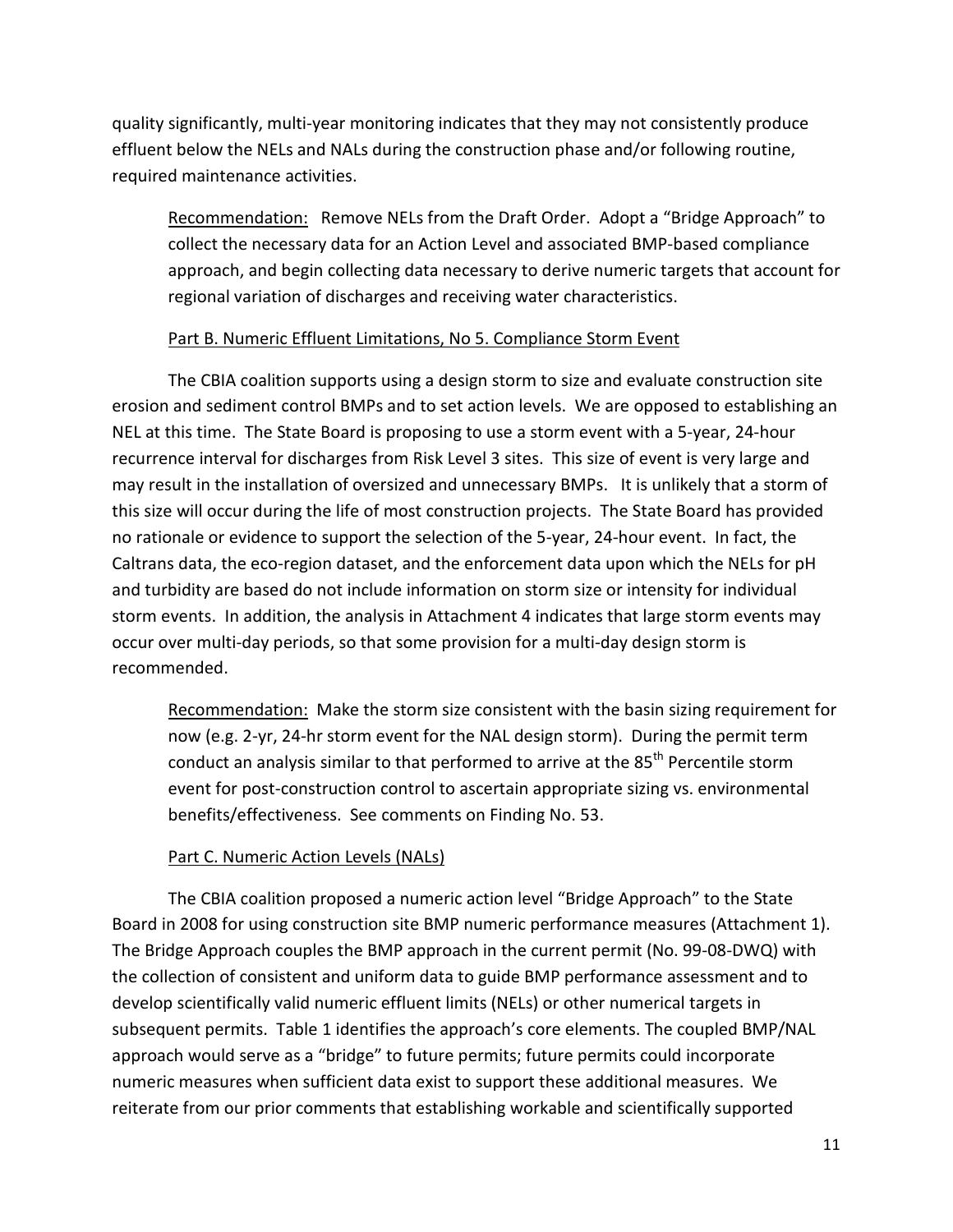quality significantly, multi-year monitoring indicates that they may not consistently produce effluent below the NELs and NALs during the construction phase and/or following routine, required maintenance activities.

> Recommendation: Remove NELs from the Draft Order. Adopt a "Bridge Approach" to collect the necessary data for an Action Level and associated BMP-based compliance approach, and begin collecting data necessary to derive numeric targets that account for regional variation of discharges and receiving water characteristics.

Part B. Numeric Effluent Limitations, No 5. Compliance Storm Event

The CBIA coalition supports using a design storm to size and evaluate construction site erosion and sediment control BMPs and to set action levels. We are opposed to establishing an NEL at this time. The State Board is proposing to use a storm event with a 5-year, 24-hour recurrence interval for discharges from Risk Level 3 sites. This size of event is very large and may result in the installation of oversized and unnecessary BMPs. It is unlikely that a storm of this size will occur during the life of most construction projects. The State Board has provided no rationale or evidence to support the selection of the 5-year, 24-hour event. In fact, the Caltrans data, the eco-region dataset, and the enforcement data upon which the NELs for pH and turbidity are based do not include information on storm size or intensity for individual storm events. In addition, the analysis in Attachment 4 indicates that large storm events may occur over multi-day periods, so that some provision for a multi-day design storm is recommended.

> Recommendation: Make the storm size consistent with the basin sizing requirement for now (e.g. 2-yr, 24-hr storm event for the NAL design storm). During the permit term conduct an analysis similar to that performed to arrive at the 85th Percentile storm event for post-construction control to ascertain appropriate sizing vs. environmental benefits/effectiveness. See comments on Finding No. 53.

Part C. Numeric Action Levels (NALs)

The CBIA coalition proposed a numeric action level "Bridge Approach" to the State Board in 2008 for using construction site BMP numeric performance measures (Attachment 1). The Bridge Approach couples the BMP approach in the current permit (No. 99-08-DWQ) with the collection of consistent and uniform data to guide BMP performance assessment and to develop scientifically valid numeric effluent limits (NELs) or other numerical targets in subsequent permits. Table 1 identifies the approach's core elements. The coupled BMP/NAL approach would serve as a "bridge" to future permits; future permits could incorporate numeric measures when sufficient data exist to support these additional measures. We reiterate from our prior comments that establishing workable and scientifically supported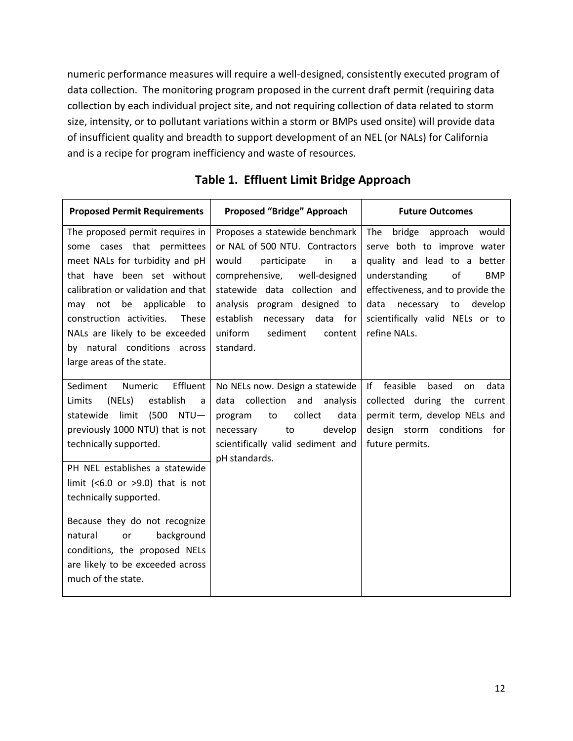numeric performance measures will require a well-designed, consistently executed program of data collection. The monitoring program proposed in the current draft permit (requiring data collection by each individual project site, and not requiring collection of data related to storm size, intensity, or to pollutant variations within a storm or BMPs used onsite) will provide data of insufficient quality and breadth to support development of an NEL (or NALs) for California and is a recipe for program inefficiency and waste of resources.

## Table 1. Effluent Limit Bridge Approach

| Proposed Permit Requirements | Proposed "Bridge" Approach | Future Outcomes |
|---|---|---|
| The proposed permit requires in some cases that permittees meet NALs for turbidity and pH that have been set without calibration or validation and that may not be applicable to construction activities. These NALs are likely to be exceeded by natural conditions across large areas of the state. | Proposes a statewide benchmark or NAL of 500 NTU. Contractors would participate in a comprehensive, well-designed statewide data collection and analysis program designed to establish necessary data for uniform sediment content standard. | The bridge approach would serve both to improve water quality and lead to a better understanding of BMP effectiveness, and to provide the data necessary to develop scientifically valid NELs or to refine NALs. |
| Sediment Numeric Effluent Limits (NELs) establish a statewide limit (500 NTU—previously 1000 NTU) that is not technically supported.<br><br>PH NEL establishes a statewide limit (<6.0 or >9.0) that is not technically supported.<br><br>Because they do not recognize natural or background conditions, the proposed NELs are likely to be exceeded across much of the state. | No NELs now. Design a statewide data collection and analysis program to collect data necessary to develop scientifically valid sediment and pH standards. | If feasible based on data collected during the current permit term, develop NELs and design storm conditions for future permits. |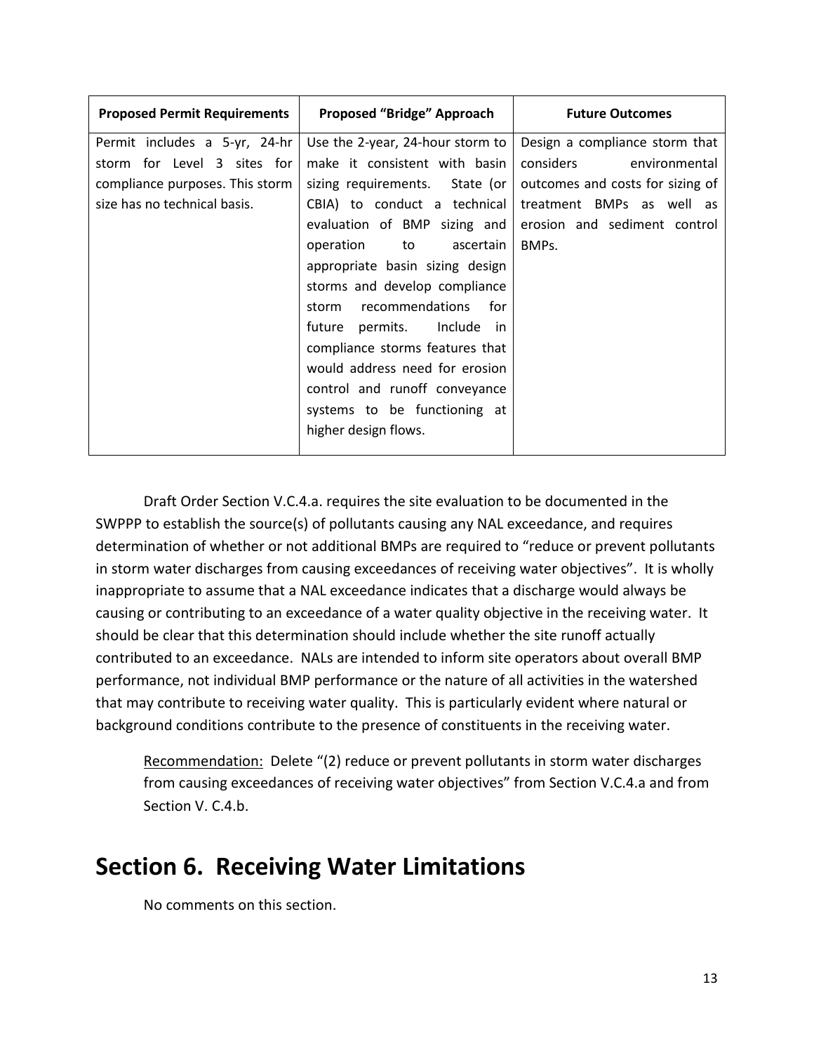| Proposed Permit Requirements | Proposed "Bridge" Approach | Future Outcomes |
|---|---|---|
| Permit includes a 5-yr, 24-hr storm for Level 3 sites for compliance purposes. This storm size has no technical basis. | Use the 2-year, 24-hour storm to make it consistent with basin sizing requirements. State (or CBIA) to conduct a technical evaluation of BMP sizing and operation to ascertain appropriate basin sizing design storms and develop compliance storm recommendations for future permits. Include in compliance storms features that would address need for erosion control and runoff conveyance systems to be functioning at higher design flows. | Design a compliance storm that considers environmental outcomes and costs for sizing of treatment BMPs as well as erosion and sediment control BMPs. |

Draft Order Section V.C.4.a. requires the site evaluation to be documented in the SWPPP to establish the source(s) of pollutants causing any NAL exceedance, and requires determination of whether or not additional BMPs are required to "reduce or prevent pollutants in storm water discharges from causing exceedances of receiving water objectives". It is wholly inappropriate to assume that a NAL exceedance indicates that a discharge would always be causing or contributing to an exceedance of a water quality objective in the receiving water. It should be clear that this determination should include whether the site runoff actually contributed to an exceedance. NALs are intended to inform site operators about overall BMP performance, not individual BMP performance or the nature of all activities in the watershed that may contribute to receiving water quality. This is particularly evident where natural or background conditions contribute to the presence of constituents in the receiving water.

> Recommendation: Delete "(2) reduce or prevent pollutants in storm water discharges from causing exceedances of receiving water objectives" from Section V.C.4.a and from Section V. C.4.b.

# Section 6. Receiving Water Limitations

No comments on this section.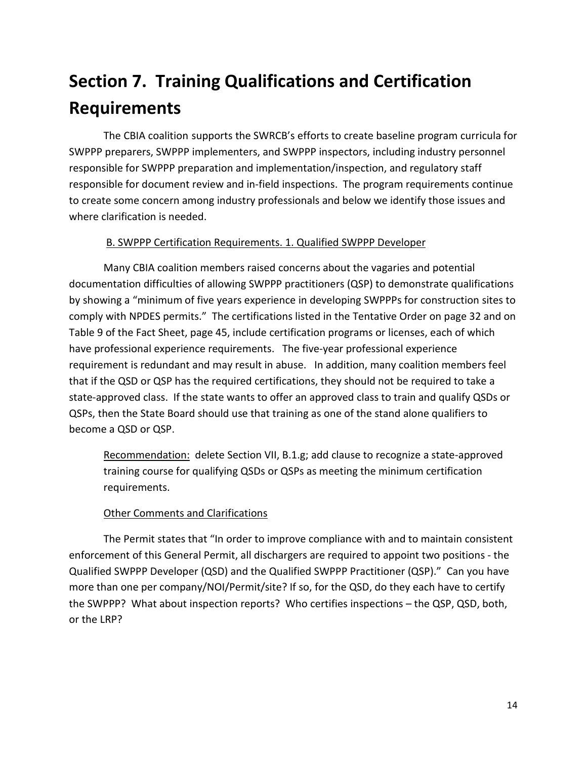# Section 7. Training Qualifications and Certification Requirements

The CBIA coalition supports the SWRCB's efforts to create baseline program curricula for SWPPP preparers, SWPPP implementers, and SWPPP inspectors, including industry personnel responsible for SWPPP preparation and implementation/inspection, and regulatory staff responsible for document review and in-field inspections. The program requirements continue to create some concern among industry professionals and below we identify those issues and where clarification is needed.

B. SWPPP Certification Requirements. 1. Qualified SWPPP Developer

Many CBIA coalition members raised concerns about the vagaries and potential documentation difficulties of allowing SWPPP practitioners (QSP) to demonstrate qualifications by showing a "minimum of five years experience in developing SWPPPs for construction sites to comply with NPDES permits." The certifications listed in the Tentative Order on page 32 and on Table 9 of the Fact Sheet, page 45, include certification programs or licenses, each of which have professional experience requirements. The five-year professional experience requirement is redundant and may result in abuse. In addition, many coalition members feel that if the QSD or QSP has the required certifications, they should not be required to take a state-approved class. If the state wants to offer an approved class to train and qualify QSDs or QSPs, then the State Board should use that training as one of the stand alone qualifiers to become a QSD or QSP.

> Recommendation: delete Section VII, B.1.g; add clause to recognize a state-approved training course for qualifying QSDs or QSPs as meeting the minimum certification requirements.

Other Comments and Clarifications

The Permit states that "In order to improve compliance with and to maintain consistent enforcement of this General Permit, all dischargers are required to appoint two positions - the Qualified SWPPP Developer (QSD) and the Qualified SWPPP Practitioner (QSP)." Can you have more than one per company/NOI/Permit/site? If so, for the QSD, do they each have to certify the SWPPP? What about inspection reports? Who certifies inspections – the QSP, QSD, both, or the LRP?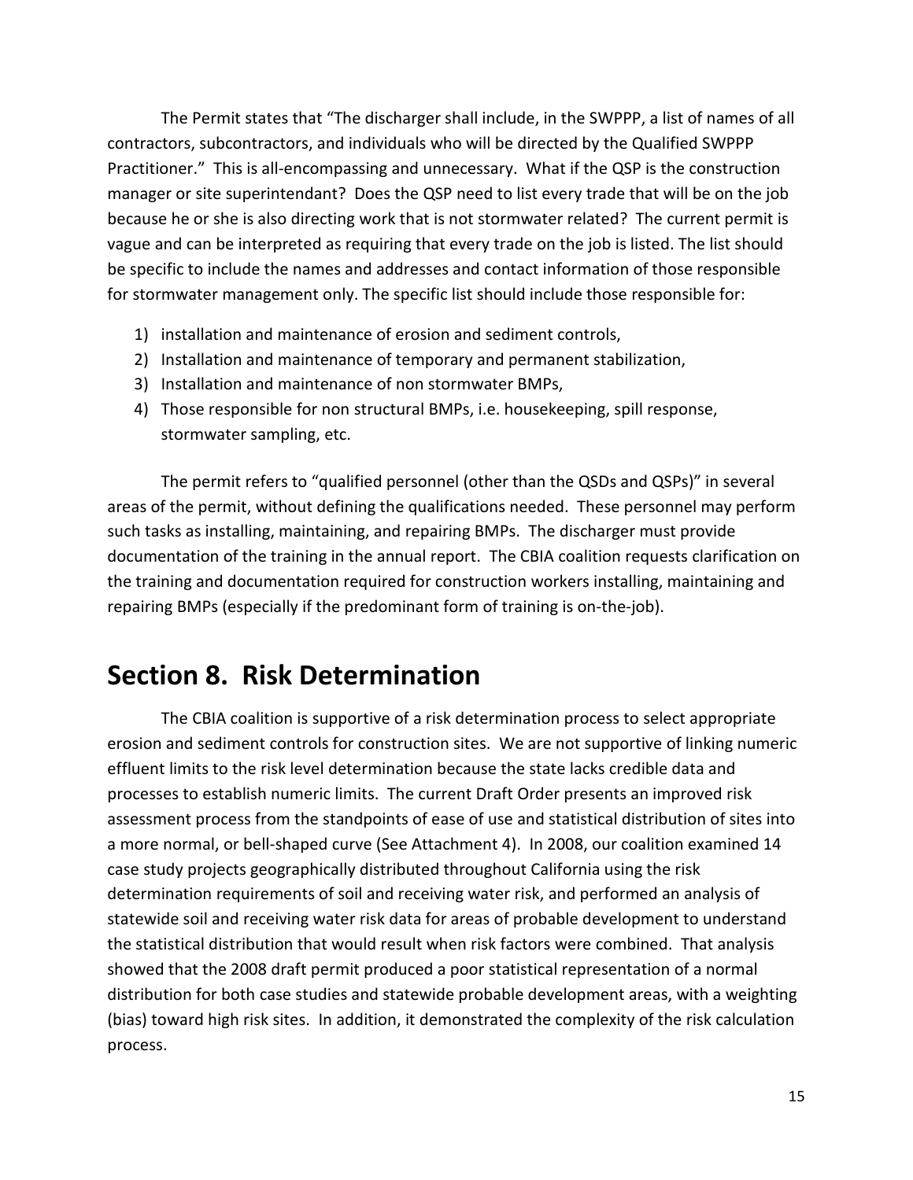The Permit states that "The discharger shall include, in the SWPPP, a list of names of all contractors, subcontractors, and individuals who will be directed by the Qualified SWPPP Practitioner." This is all-encompassing and unnecessary. What if the QSP is the construction manager or site superintendant? Does the QSP need to list every trade that will be on the job because he or she is also directing work that is not stormwater related? The current permit is vague and can be interpreted as requiring that every trade on the job is listed. The list should be specific to include the names and addresses and contact information of those responsible for stormwater management only. The specific list should include those responsible for:

1) installation and maintenance of erosion and sediment controls,
2) Installation and maintenance of temporary and permanent stabilization,
3) Installation and maintenance of non stormwater BMPs,
4) Those responsible for non structural BMPs, i.e. housekeeping, spill response, stormwater sampling, etc.

The permit refers to "qualified personnel (other than the QSDs and QSPs)" in several areas of the permit, without defining the qualifications needed. These personnel may perform such tasks as installing, maintaining, and repairing BMPs. The discharger must provide documentation of the training in the annual report. The CBIA coalition requests clarification on the training and documentation required for construction workers installing, maintaining and repairing BMPs (especially if the predominant form of training is on-the-job).

# Section 8. Risk Determination

The CBIA coalition is supportive of a risk determination process to select appropriate erosion and sediment controls for construction sites. We are not supportive of linking numeric effluent limits to the risk level determination because the state lacks credible data and processes to establish numeric limits. The current Draft Order presents an improved risk assessment process from the standpoints of ease of use and statistical distribution of sites into a more normal, or bell-shaped curve (See Attachment 4). In 2008, our coalition examined 14 case study projects geographically distributed throughout California using the risk determination requirements of soil and receiving water risk, and performed an analysis of statewide soil and receiving water risk data for areas of probable development to understand the statistical distribution that would result when risk factors were combined. That analysis showed that the 2008 draft permit produced a poor statistical representation of a normal distribution for both case studies and statewide probable development areas, with a weighting (bias) toward high risk sites. In addition, it demonstrated the complexity of the risk calculation process.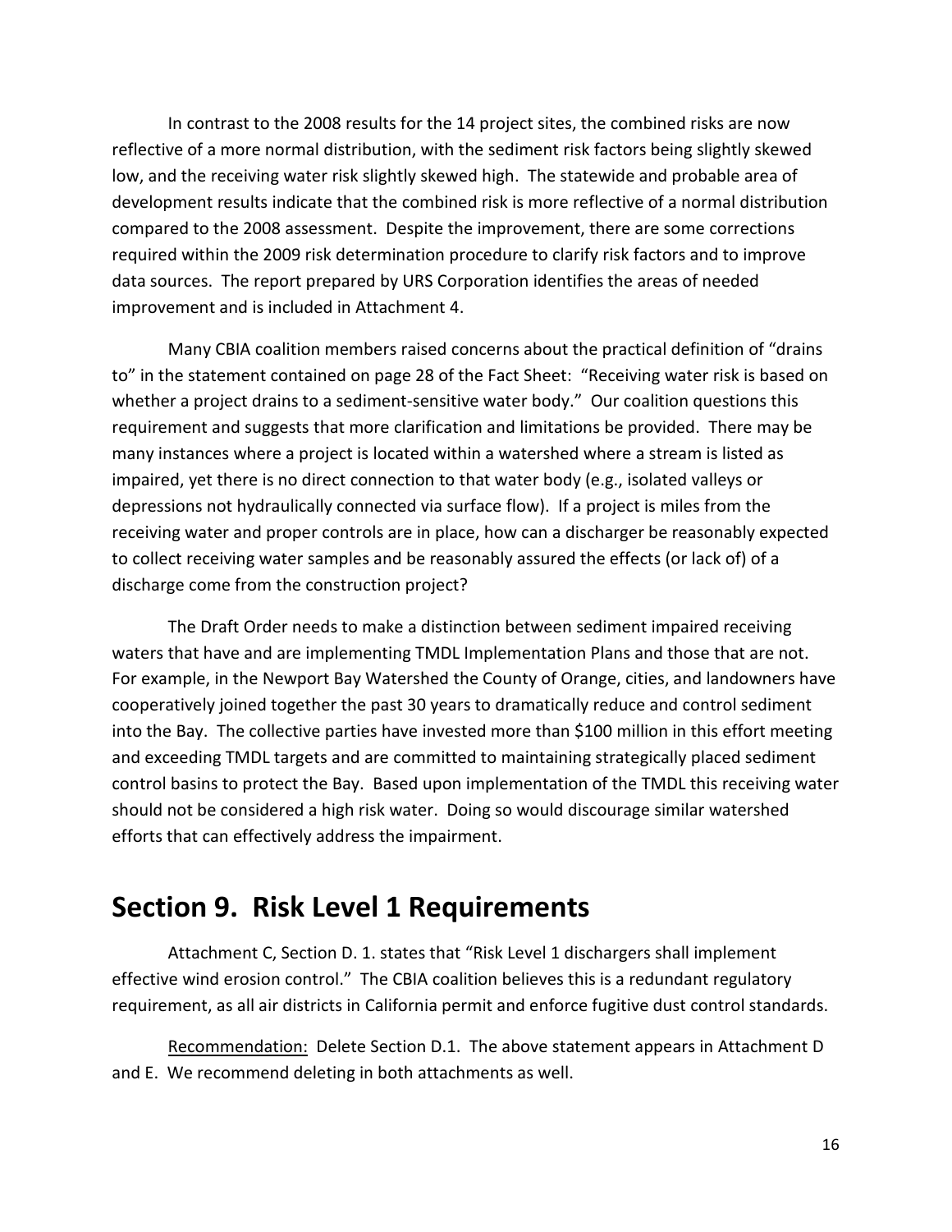In contrast to the 2008 results for the 14 project sites, the combined risks are now reflective of a more normal distribution, with the sediment risk factors being slightly skewed low, and the receiving water risk slightly skewed high. The statewide and probable area of development results indicate that the combined risk is more reflective of a normal distribution compared to the 2008 assessment. Despite the improvement, there are some corrections required within the 2009 risk determination procedure to clarify risk factors and to improve data sources. The report prepared by URS Corporation identifies the areas of needed improvement and is included in Attachment 4.

Many CBIA coalition members raised concerns about the practical definition of "drains to" in the statement contained on page 28 of the Fact Sheet: "Receiving water risk is based on whether a project drains to a sediment-sensitive water body." Our coalition questions this requirement and suggests that more clarification and limitations be provided. There may be many instances where a project is located within a watershed where a stream is listed as impaired, yet there is no direct connection to that water body (e.g., isolated valleys or depressions not hydraulically connected via surface flow). If a project is miles from the receiving water and proper controls are in place, how can a discharger be reasonably expected to collect receiving water samples and be reasonably assured the effects (or lack of) of a discharge come from the construction project?

The Draft Order needs to make a distinction between sediment impaired receiving waters that have and are implementing TMDL Implementation Plans and those that are not. For example, in the Newport Bay Watershed the County of Orange, cities, and landowners have cooperatively joined together the past 30 years to dramatically reduce and control sediment into the Bay. The collective parties have invested more than $100 million in this effort meeting and exceeding TMDL targets and are committed to maintaining strategically placed sediment control basins to protect the Bay. Based upon implementation of the TMDL this receiving water should not be considered a high risk water. Doing so would discourage similar watershed efforts that can effectively address the impairment.

# Section 9. Risk Level 1 Requirements

Attachment C, Section D. 1. states that "Risk Level 1 dischargers shall implement effective wind erosion control." The CBIA coalition believes this is a redundant regulatory requirement, as all air districts in California permit and enforce fugitive dust control standards.

<u>Recommendation:</u> Delete Section D.1. The above statement appears in Attachment D and E. We recommend deleting in both attachments as well.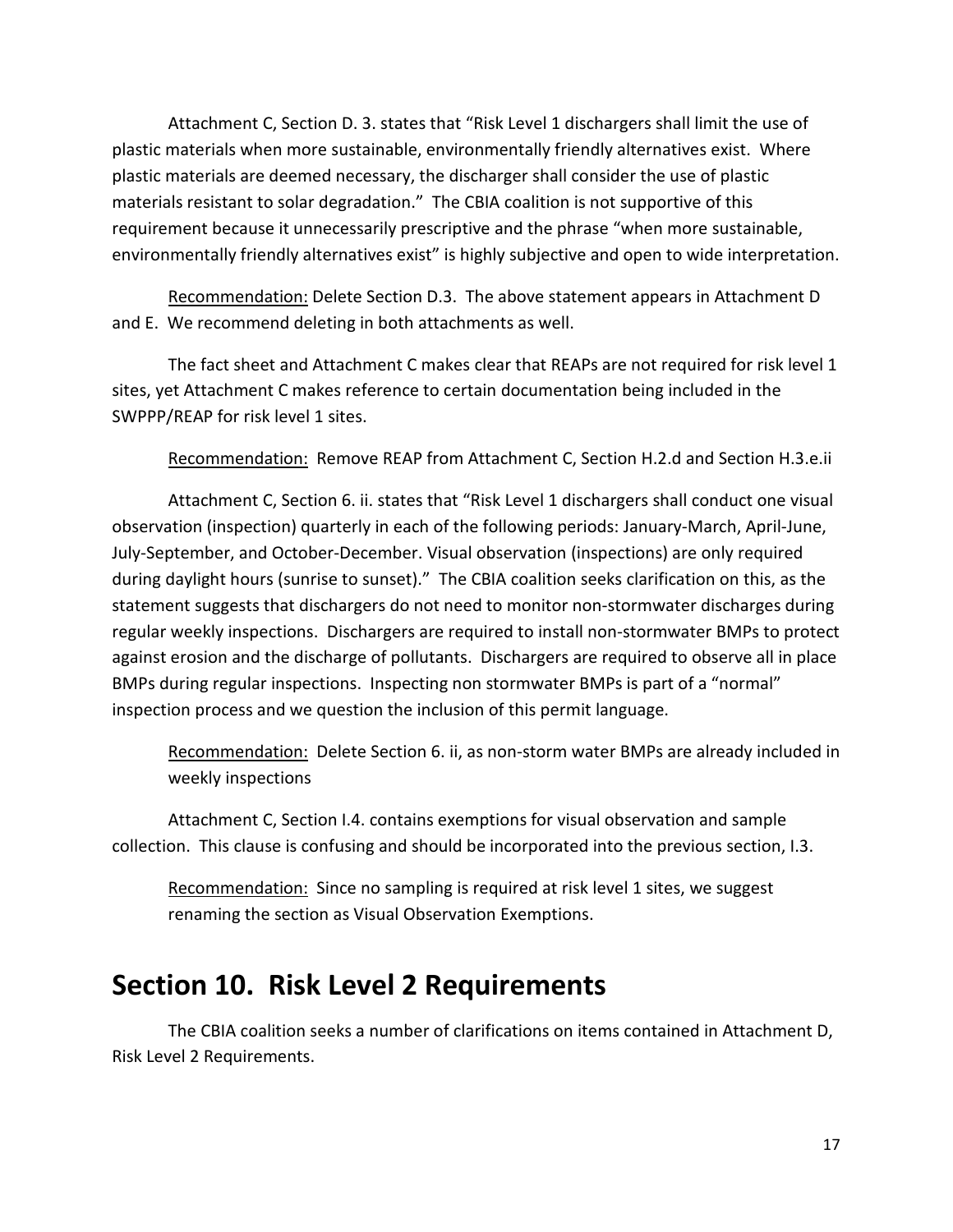Attachment C, Section D. 3. states that "Risk Level 1 dischargers shall limit the use of plastic materials when more sustainable, environmentally friendly alternatives exist. Where plastic materials are deemed necessary, the discharger shall consider the use of plastic materials resistant to solar degradation." The CBIA coalition is not supportive of this requirement because it unnecessarily prescriptive and the phrase "when more sustainable, environmentally friendly alternatives exist" is highly subjective and open to wide interpretation.

Recommendation: Delete Section D.3. The above statement appears in Attachment D and E. We recommend deleting in both attachments as well.

The fact sheet and Attachment C makes clear that REAPs are not required for risk level 1 sites, yet Attachment C makes reference to certain documentation being included in the SWPPP/REAP for risk level 1 sites.

Recommendation: Remove REAP from Attachment C, Section H.2.d and Section H.3.e.ii

Attachment C, Section 6. ii. states that "Risk Level 1 dischargers shall conduct one visual observation (inspection) quarterly in each of the following periods: January-March, April-June, July-September, and October-December. Visual observation (inspections) are only required during daylight hours (sunrise to sunset)." The CBIA coalition seeks clarification on this, as the statement suggests that dischargers do not need to monitor non-stormwater discharges during regular weekly inspections. Dischargers are required to install non-stormwater BMPs to protect against erosion and the discharge of pollutants. Dischargers are required to observe all in place BMPs during regular inspections. Inspecting non stormwater BMPs is part of a "normal" inspection process and we question the inclusion of this permit language.

> Recommendation: Delete Section 6. ii, as non-storm water BMPs are already included in weekly inspections

Attachment C, Section I.4. contains exemptions for visual observation and sample collection. This clause is confusing and should be incorporated into the previous section, I.3.

> Recommendation: Since no sampling is required at risk level 1 sites, we suggest renaming the section as Visual Observation Exemptions.

# Section 10. Risk Level 2 Requirements

The CBIA coalition seeks a number of clarifications on items contained in Attachment D, Risk Level 2 Requirements.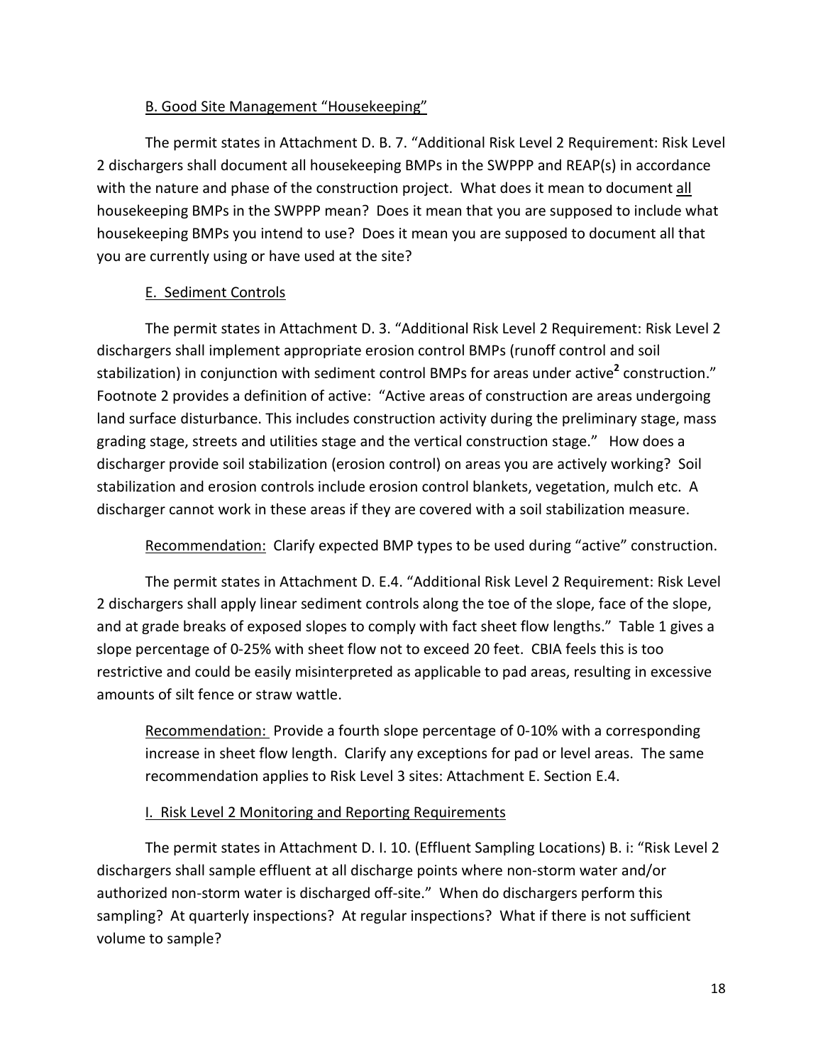<u>B. Good Site Management "Housekeeping"</u>

The permit states in Attachment D. B. 7. "Additional Risk Level 2 Requirement: Risk Level 2 dischargers shall document all housekeeping BMPs in the SWPPP and REAP(s) in accordance with the nature and phase of the construction project. What does it mean to document <u>all</u> housekeeping BMPs in the SWPPP mean? Does it mean that you are supposed to include what housekeeping BMPs you intend to use? Does it mean you are supposed to document all that you are currently using or have used at the site?

<u>E. Sediment Controls</u>

The permit states in Attachment D. 3. "Additional Risk Level 2 Requirement: Risk Level 2 dischargers shall implement appropriate erosion control BMPs (runoff control and soil stabilization) in conjunction with sediment control BMPs for areas under active[2] construction." Footnote 2 provides a definition of active: "Active areas of construction are areas undergoing land surface disturbance. This includes construction activity during the preliminary stage, mass grading stage, streets and utilities stage and the vertical construction stage." How does a discharger provide soil stabilization (erosion control) on areas you are actively working? Soil stabilization and erosion controls include erosion control blankets, vegetation, mulch etc. A discharger cannot work in these areas if they are covered with a soil stabilization measure.

<u>Recommendation:</u> Clarify expected BMP types to be used during "active" construction.

The permit states in Attachment D. E.4. "Additional Risk Level 2 Requirement: Risk Level 2 dischargers shall apply linear sediment controls along the toe of the slope, face of the slope, and at grade breaks of exposed slopes to comply with fact sheet flow lengths." Table 1 gives a slope percentage of 0-25% with sheet flow not to exceed 20 feet. CBIA feels this is too restrictive and could be easily misinterpreted as applicable to pad areas, resulting in excessive amounts of silt fence or straw wattle.

> <u>Recommendation:</u> Provide a fourth slope percentage of 0-10% with a corresponding increase in sheet flow length. Clarify any exceptions for pad or level areas. The same recommendation applies to Risk Level 3 sites: Attachment E. Section E.4.

<u>I. Risk Level 2 Monitoring and Reporting Requirements</u>

The permit states in Attachment D. I. 10. (Effluent Sampling Locations) B. i: "Risk Level 2 dischargers shall sample effluent at all discharge points where non-storm water and/or authorized non-storm water is discharged off-site." When do dischargers perform this sampling? At quarterly inspections? At regular inspections? What if there is not sufficient volume to sample?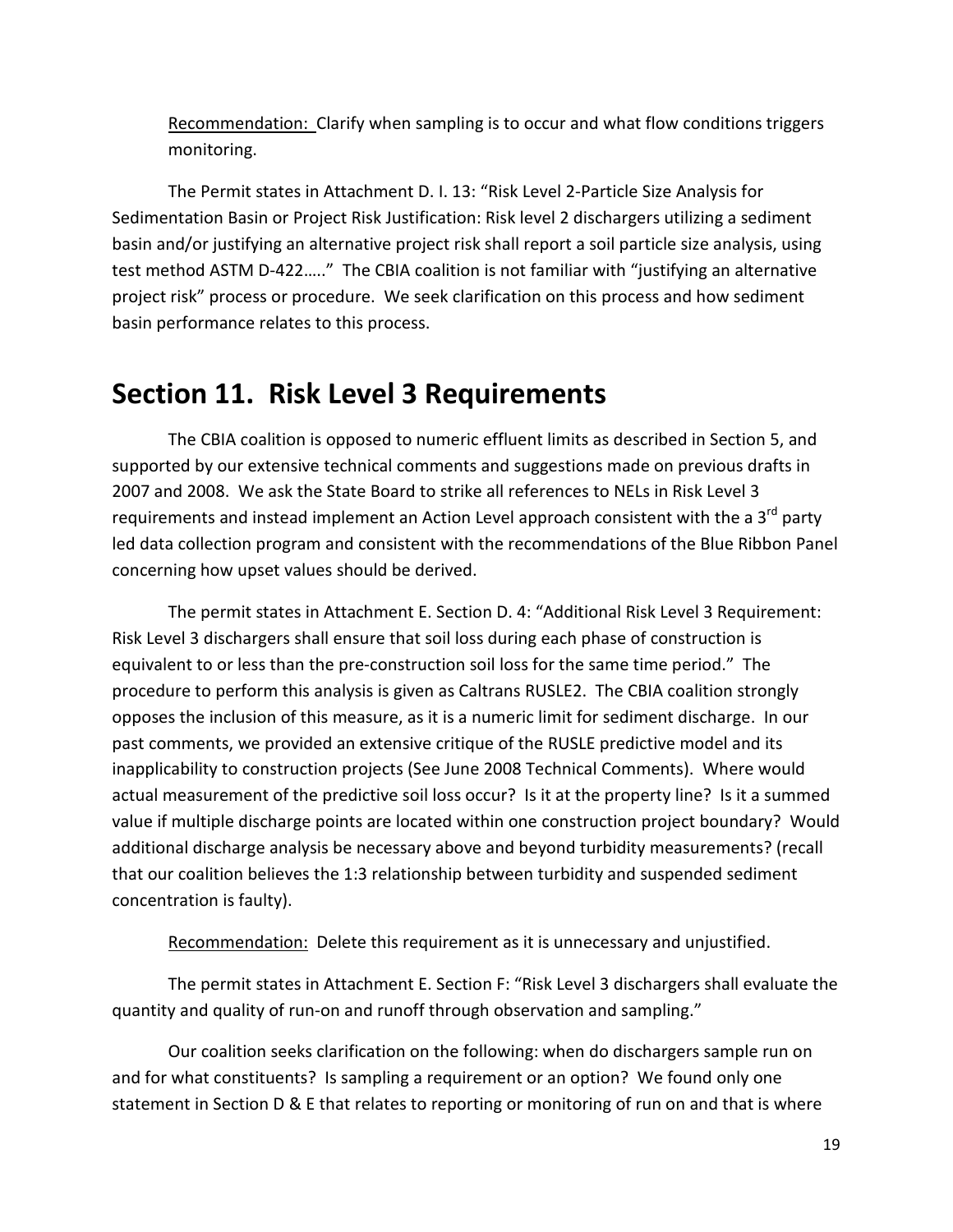Recommendation: Clarify when sampling is to occur and what flow conditions triggers monitoring.

The Permit states in Attachment D. I. 13: "Risk Level 2-Particle Size Analysis for Sedimentation Basin or Project Risk Justification: Risk level 2 dischargers utilizing a sediment basin and/or justifying an alternative project risk shall report a soil particle size analysis, using test method ASTM D-422….." The CBIA coalition is not familiar with "justifying an alternative project risk" process or procedure. We seek clarification on this process and how sediment basin performance relates to this process.

## Section 11. Risk Level 3 Requirements

The CBIA coalition is opposed to numeric effluent limits as described in Section 5, and supported by our extensive technical comments and suggestions made on previous drafts in 2007 and 2008. We ask the State Board to strike all references to NELs in Risk Level 3 requirements and instead implement an Action Level approach consistent with the a 3rd party led data collection program and consistent with the recommendations of the Blue Ribbon Panel concerning how upset values should be derived.

The permit states in Attachment E. Section D. 4: "Additional Risk Level 3 Requirement: Risk Level 3 dischargers shall ensure that soil loss during each phase of construction is equivalent to or less than the pre-construction soil loss for the same time period." The procedure to perform this analysis is given as Caltrans RUSLE2. The CBIA coalition strongly opposes the inclusion of this measure, as it is a numeric limit for sediment discharge. In our past comments, we provided an extensive critique of the RUSLE predictive model and its inapplicability to construction projects (See June 2008 Technical Comments). Where would actual measurement of the predictive soil loss occur? Is it at the property line? Is it a summed value if multiple discharge points are located within one construction project boundary? Would additional discharge analysis be necessary above and beyond turbidity measurements? (recall that our coalition believes the 1:3 relationship between turbidity and suspended sediment concentration is faulty).

Recommendation: Delete this requirement as it is unnecessary and unjustified.

The permit states in Attachment E. Section F: "Risk Level 3 dischargers shall evaluate the quantity and quality of run-on and runoff through observation and sampling."

Our coalition seeks clarification on the following: when do dischargers sample run on and for what constituents? Is sampling a requirement or an option? We found only one statement in Section D & E that relates to reporting or monitoring of run on and that is where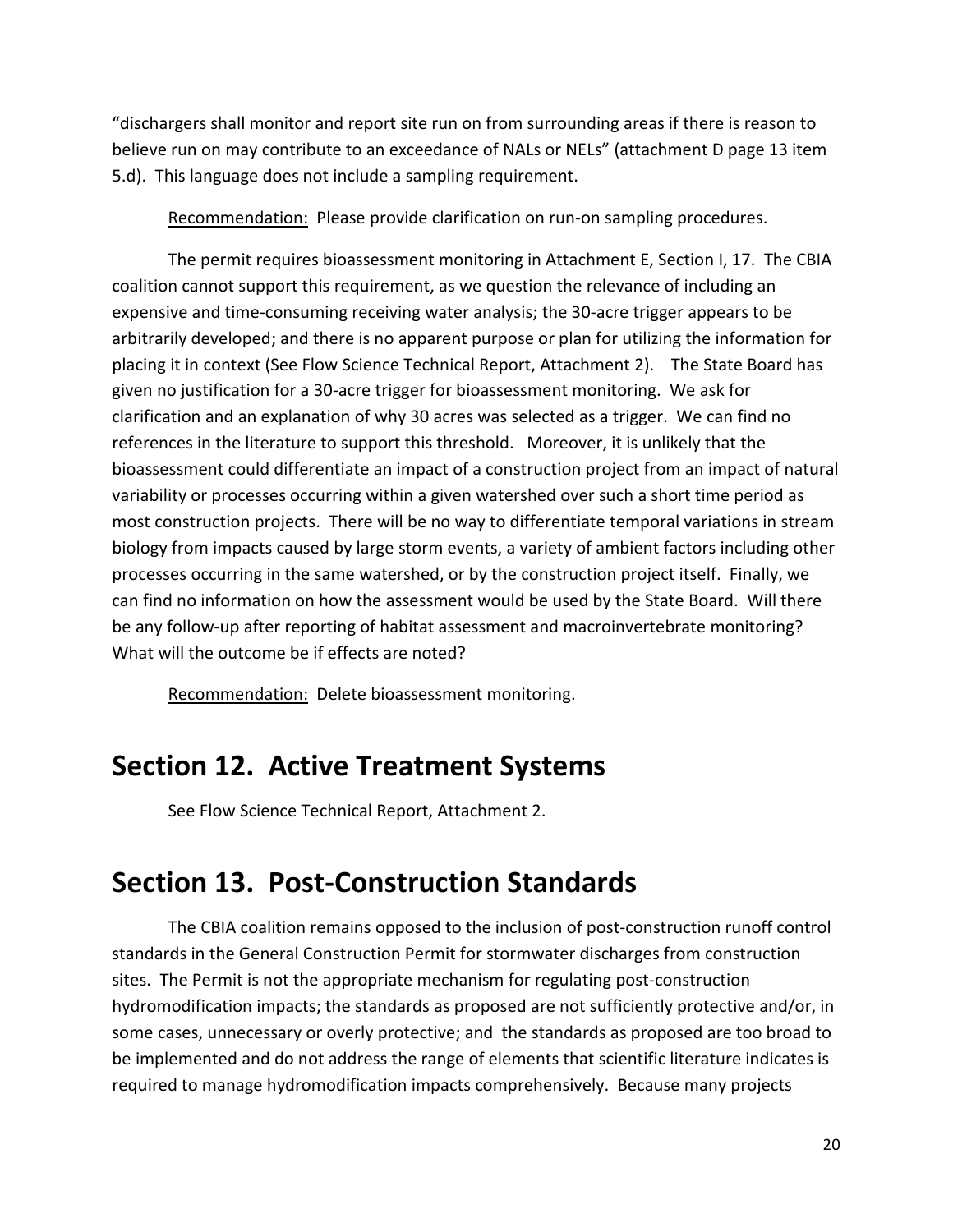"dischargers shall monitor and report site run on from surrounding areas if there is reason to believe run on may contribute to an exceedance of NALs or NELs" (attachment D page 13 item 5.d). This language does not include a sampling requirement.

Recommendation: Please provide clarification on run-on sampling procedures.

The permit requires bioassessment monitoring in Attachment E, Section I, 17. The CBIA coalition cannot support this requirement, as we question the relevance of including an expensive and time-consuming receiving water analysis; the 30-acre trigger appears to be arbitrarily developed; and there is no apparent purpose or plan for utilizing the information for placing it in context (See Flow Science Technical Report, Attachment 2). The State Board has given no justification for a 30-acre trigger for bioassessment monitoring. We ask for clarification and an explanation of why 30 acres was selected as a trigger. We can find no references in the literature to support this threshold. Moreover, it is unlikely that the bioassessment could differentiate an impact of a construction project from an impact of natural variability or processes occurring within a given watershed over such a short time period as most construction projects. There will be no way to differentiate temporal variations in stream biology from impacts caused by large storm events, a variety of ambient factors including other processes occurring in the same watershed, or by the construction project itself. Finally, we can find no information on how the assessment would be used by the State Board. Will there be any follow-up after reporting of habitat assessment and macroinvertebrate monitoring? What will the outcome be if effects are noted?

Recommendation: Delete bioassessment monitoring.

# Section 12. Active Treatment Systems

See Flow Science Technical Report, Attachment 2.

# Section 13. Post-Construction Standards

The CBIA coalition remains opposed to the inclusion of post-construction runoff control standards in the General Construction Permit for stormwater discharges from construction sites. The Permit is not the appropriate mechanism for regulating post-construction hydromodification impacts; the standards as proposed are not sufficiently protective and/or, in some cases, unnecessary or overly protective; and the standards as proposed are too broad to be implemented and do not address the range of elements that scientific literature indicates is required to manage hydromodification impacts comprehensively. Because many projects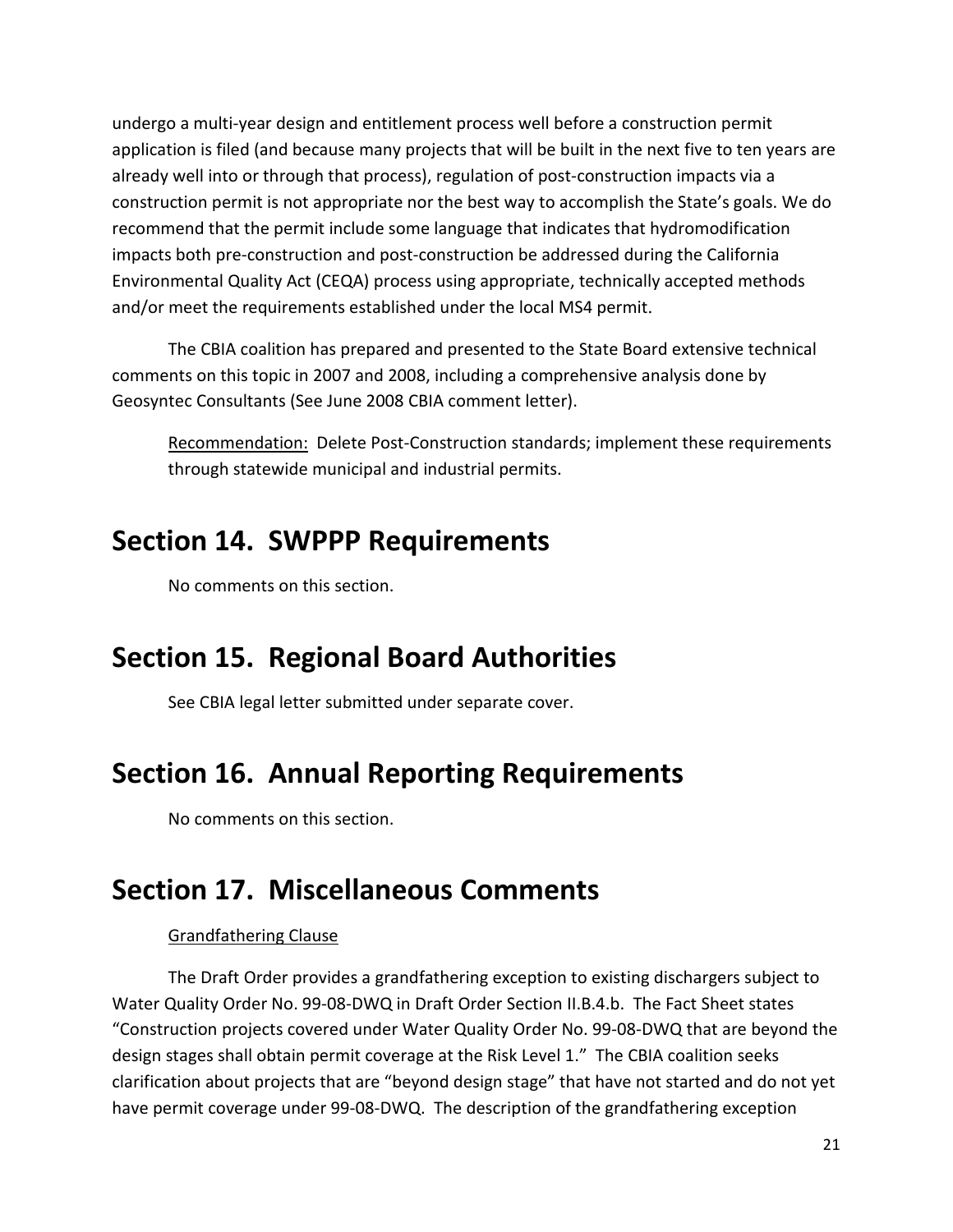undergo a multi-year design and entitlement process well before a construction permit application is filed (and because many projects that will be built in the next five to ten years are already well into or through that process), regulation of post-construction impacts via a construction permit is not appropriate nor the best way to accomplish the State's goals. We do recommend that the permit include some language that indicates that hydromodification impacts both pre-construction and post-construction be addressed during the California Environmental Quality Act (CEQA) process using appropriate, technically accepted methods and/or meet the requirements established under the local MS4 permit.

The CBIA coalition has prepared and presented to the State Board extensive technical comments on this topic in 2007 and 2008, including a comprehensive analysis done by Geosyntec Consultants (See June 2008 CBIA comment letter).

<u>Recommendation:</u> Delete Post-Construction standards; implement these requirements through statewide municipal and industrial permits.

# Section 14. SWPPP Requirements

No comments on this section.

# Section 15. Regional Board Authorities

See CBIA legal letter submitted under separate cover.

# Section 16. Annual Reporting Requirements

No comments on this section.

# Section 17. Miscellaneous Comments

<u>Grandfathering Clause</u>

The Draft Order provides a grandfathering exception to existing dischargers subject to Water Quality Order No. 99-08-DWQ in Draft Order Section II.B.4.b. The Fact Sheet states "Construction projects covered under Water Quality Order No. 99-08-DWQ that are beyond the design stages shall obtain permit coverage at the Risk Level 1." The CBIA coalition seeks clarification about projects that are "beyond design stage" that have not started and do not yet have permit coverage under 99-08-DWQ. The description of the grandfathering exception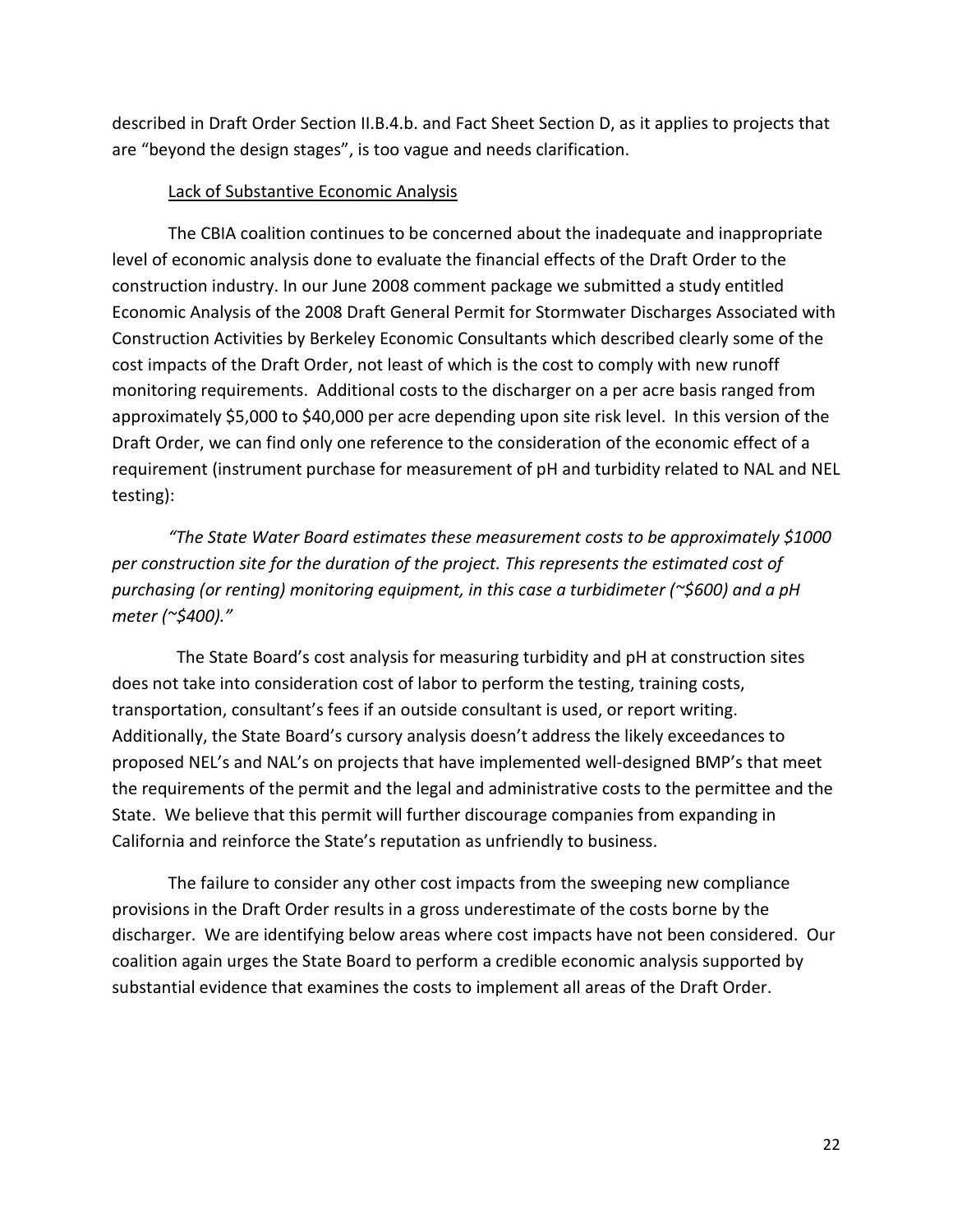described in Draft Order Section II.B.4.b. and Fact Sheet Section D, as it applies to projects that are "beyond the design stages", is too vague and needs clarification.

<u>Lack of Substantive Economic Analysis</u>

The CBIA coalition continues to be concerned about the inadequate and inappropriate level of economic analysis done to evaluate the financial effects of the Draft Order to the construction industry. In our June 2008 comment package we submitted a study entitled Economic Analysis of the 2008 Draft General Permit for Stormwater Discharges Associated with Construction Activities by Berkeley Economic Consultants which described clearly some of the cost impacts of the Draft Order, not least of which is the cost to comply with new runoff monitoring requirements. Additional costs to the discharger on a per acre basis ranged from approximately $5,000 to $40,000 per acre depending upon site risk level. In this version of the Draft Order, we can find only one reference to the consideration of the economic effect of a requirement (instrument purchase for measurement of pH and turbidity related to NAL and NEL testing):

*"The State Water Board estimates these measurement costs to be approximately $1000 per construction site for the duration of the project. This represents the estimated cost of purchasing (or renting) monitoring equipment, in this case a turbidimeter (~$600) and a pH meter (~$400)."*

The State Board's cost analysis for measuring turbidity and pH at construction sites does not take into consideration cost of labor to perform the testing, training costs, transportation, consultant's fees if an outside consultant is used, or report writing. Additionally, the State Board's cursory analysis doesn't address the likely exceedances to proposed NEL's and NAL's on projects that have implemented well-designed BMP's that meet the requirements of the permit and the legal and administrative costs to the permittee and the State. We believe that this permit will further discourage companies from expanding in California and reinforce the State's reputation as unfriendly to business.

The failure to consider any other cost impacts from the sweeping new compliance provisions in the Draft Order results in a gross underestimate of the costs borne by the discharger. We are identifying below areas where cost impacts have not been considered. Our coalition again urges the State Board to perform a credible economic analysis supported by substantial evidence that examines the costs to implement all areas of the Draft Order.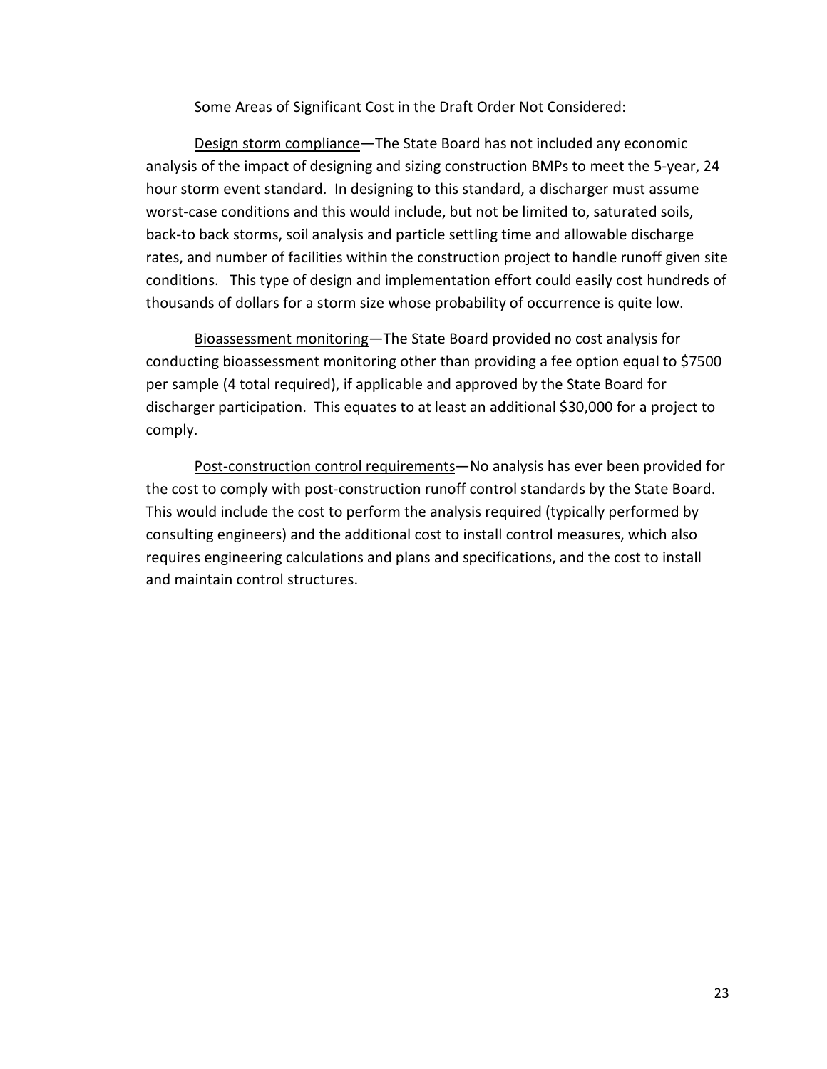Some Areas of Significant Cost in the Draft Order Not Considered:

<u>Design storm compliance</u>—The State Board has not included any economic analysis of the impact of designing and sizing construction BMPs to meet the 5-year, 24 hour storm event standard. In designing to this standard, a discharger must assume worst-case conditions and this would include, but not be limited to, saturated soils, back-to back storms, soil analysis and particle settling time and allowable discharge rates, and number of facilities within the construction project to handle runoff given site conditions. This type of design and implementation effort could easily cost hundreds of thousands of dollars for a storm size whose probability of occurrence is quite low.

<u>Bioassessment monitoring</u>—The State Board provided no cost analysis for conducting bioassessment monitoring other than providing a fee option equal to $7500 per sample (4 total required), if applicable and approved by the State Board for discharger participation. This equates to at least an additional $30,000 for a project to comply.

<u>Post-construction control requirements</u>—No analysis has ever been provided for the cost to comply with post-construction runoff control standards by the State Board. This would include the cost to perform the analysis required (typically performed by consulting engineers) and the additional cost to install control measures, which also requires engineering calculations and plans and specifications, and the cost to install and maintain control structures.